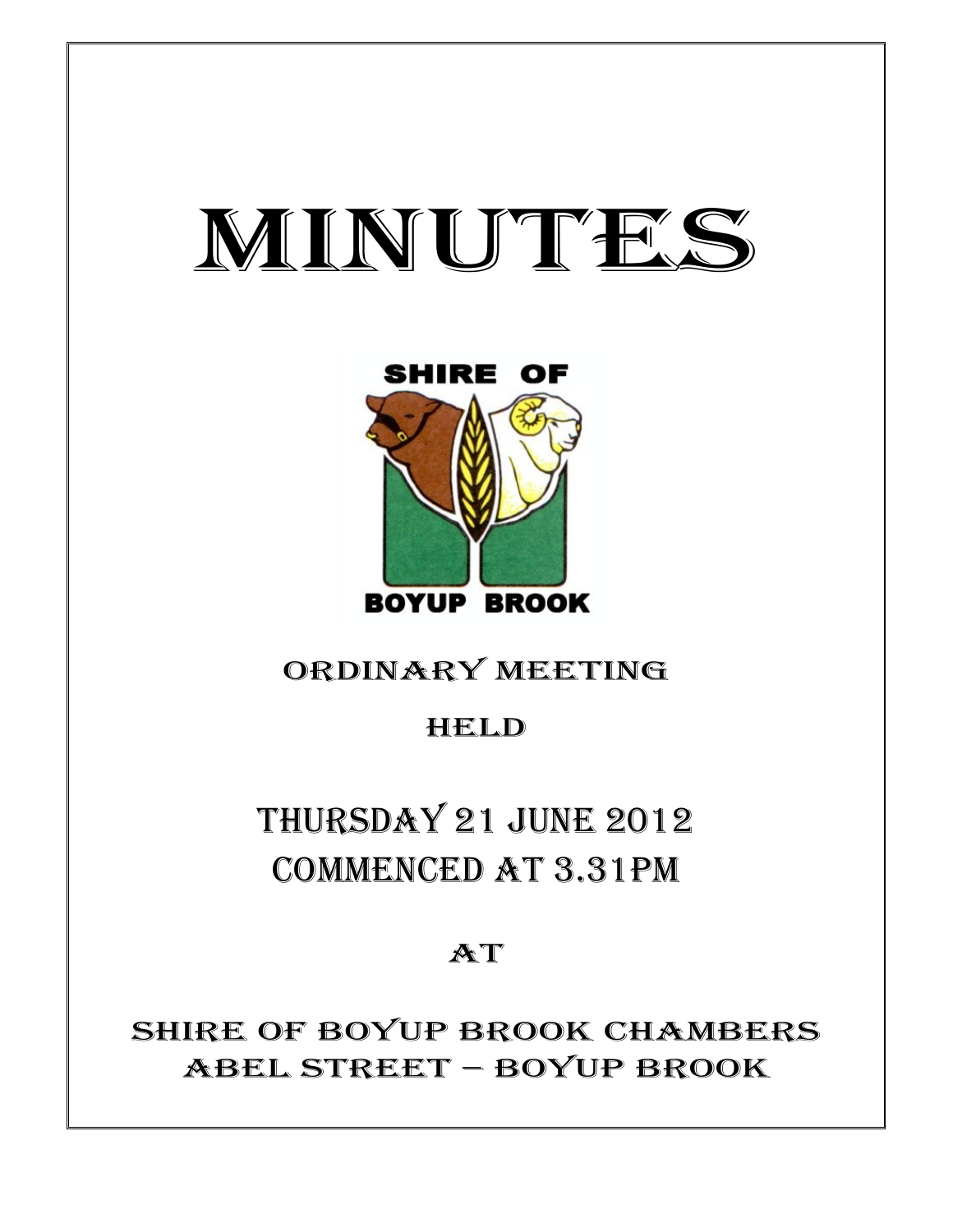# MINUTES

SHIRE OF

BOYUP BROOK

ORDINARY MEETING

HELD

## THURSDAY 21 JUNE 2012
## COMMENCED AT 3.31PM

AT

SHIRE OF BOYUP BROOK CHAMBERS
ABEL STREET – BOYUP BROOK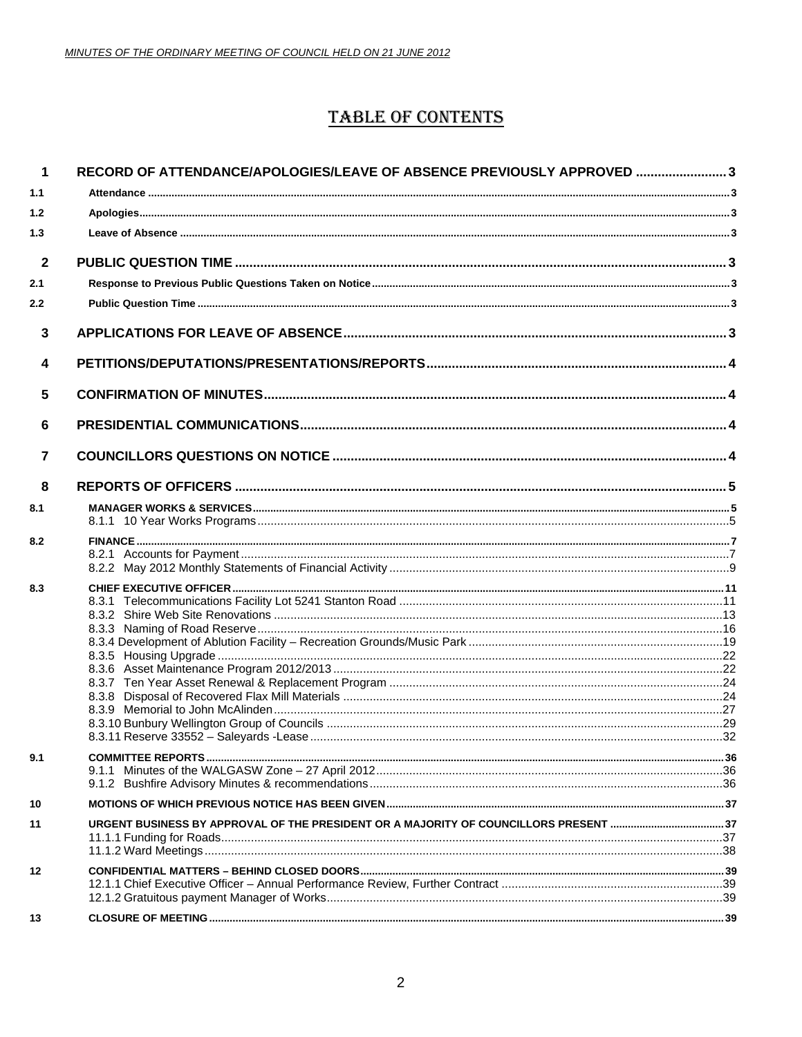# TABLE OF CONTENTS

| | | |
|---|---|---|
| **1** | **RECORD OF ATTENDANCE/APOLOGIES/LEAVE OF ABSENCE PREVIOUSLY APPROVED** | **3** |
| 1.1 | Attendance | 3 |
| 1.2 | Apologies | 3 |
| 1.3 | Leave of Absence | 3 |
| **2** | **PUBLIC QUESTION TIME** | **3** |
| 2.1 | Response to Previous Public Questions Taken on Notice | 3 |
| 2.2 | Public Question Time | 3 |
| **3** | **APPLICATIONS FOR LEAVE OF ABSENCE** | **3** |
| **4** | **PETITIONS/DEPUTATIONS/PRESENTATIONS/REPORTS** | **4** |
| **5** | **CONFIRMATION OF MINUTES** | **4** |
| **6** | **PRESIDENTIAL COMMUNICATIONS** | **4** |
| **7** | **COUNCILLORS QUESTIONS ON NOTICE** | **4** |
| **8** | **REPORTS OF OFFICERS** | **5** |
| 8.1 | MANAGER WORKS & SERVICES | 5 |
| | 8.1.1 10 Year Works Programs | 5 |
| 8.2 | FINANCE | 7 |
| | 8.2.1 Accounts for Payment | 7 |
| | 8.2.2 May 2012 Monthly Statements of Financial Activity | 9 |
| 8.3 | CHIEF EXECUTIVE OFFICER | 11 |
| | 8.3.1 Telecommunications Facility Lot 5241 Stanton Road | 11 |
| | 8.3.2 Shire Web Site Renovations | 13 |
| | 8.3.3 Naming of Road Reserve | 16 |
| | 8.3.4 Development of Ablution Facility – Recreation Grounds/Music Park | 19 |
| | 8.3.5 Housing Upgrade | 22 |
| | 8.3.6 Asset Maintenance Program 2012/2013 | 22 |
| | 8.3.7 Ten Year Asset Renewal & Replacement Program | 24 |
| | 8.3.8 Disposal of Recovered Flax Mill Materials | 24 |
| | 8.3.9 Memorial to John McAlinden | 27 |
| | 8.3.10 Bunbury Wellington Group of Councils | 29 |
| | 8.3.11 Reserve 33552 – Saleyards -Lease | 32 |
| 9.1 | COMMITTEE REPORTS | 36 |
| | 9.1.1 Minutes of the WALGASW Zone – 27 April 2012 | 36 |
| | 9.1.2 Bushfire Advisory Minutes & recommendations | 36 |
| 10 | MOTIONS OF WHICH PREVIOUS NOTICE HAS BEEN GIVEN | 37 |
| 11 | URGENT BUSINESS BY APPROVAL OF THE PRESIDENT OR A MAJORITY OF COUNCILLORS PRESENT | 37 |
| | 11.1.1 Funding for Roads | 37 |
| | 11.1.2 Ward Meetings | 38 |
| 12 | CONFIDENTIAL MATTERS – BEHIND CLOSED DOORS | 39 |
| | 12.1.1 Chief Executive Officer – Annual Performance Review, Further Contract | 39 |
| | 12.1.2 Gratuitous payment Manager of Works | 39 |
| 13 | CLOSURE OF MEETING | 39 |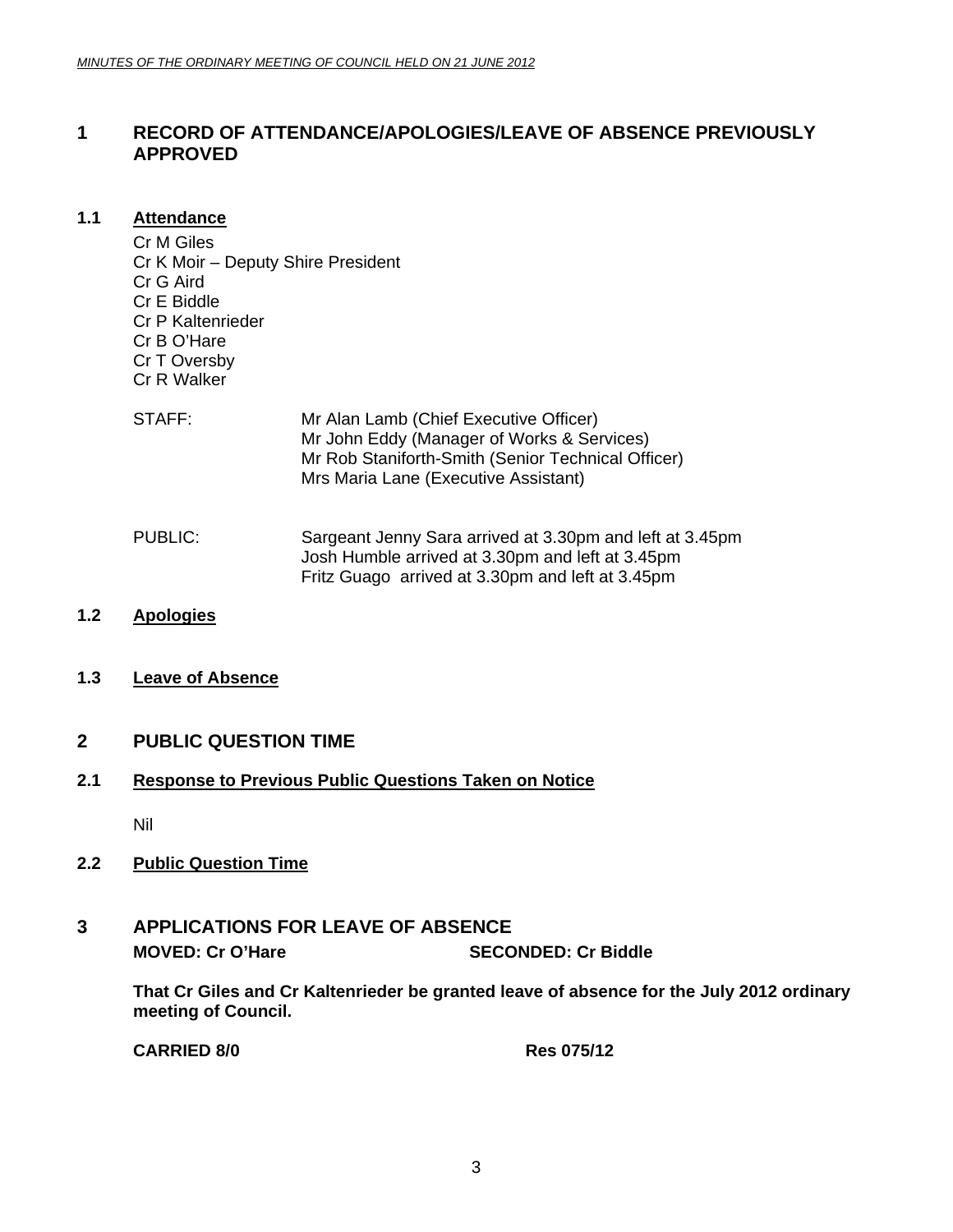# 1 RECORD OF ATTENDANCE/APOLOGIES/LEAVE OF ABSENCE PREVIOUSLY APPROVED

## 1.1 Attendance

Cr M Giles
Cr K Moir – Deputy Shire President
Cr G Aird
Cr E Biddle
Cr P Kaltenrieder
Cr B O'Hare
Cr T Oversby
Cr R Walker

STAFF: Mr Alan Lamb (Chief Executive Officer)
Mr John Eddy (Manager of Works & Services)
Mr Rob Staniforth-Smith (Senior Technical Officer)
Mrs Maria Lane (Executive Assistant)

PUBLIC: Sargeant Jenny Sara arrived at 3.30pm and left at 3.45pm
Josh Humble arrived at 3.30pm and left at 3.45pm
Fritz Guago arrived at 3.30pm and left at 3.45pm

## 1.2 Apologies

## 1.3 Leave of Absence

# 2 PUBLIC QUESTION TIME

## 2.1 Response to Previous Public Questions Taken on Notice

Nil

## 2.2 Public Question Time

# 3 APPLICATIONS FOR LEAVE OF ABSENCE

**MOVED: Cr O'Hare SECONDED: Cr Biddle**

**That Cr Giles and Cr Kaltenrieder be granted leave of absence for the July 2012 ordinary meeting of Council.**

**CARRIED 8/0 Res 075/12**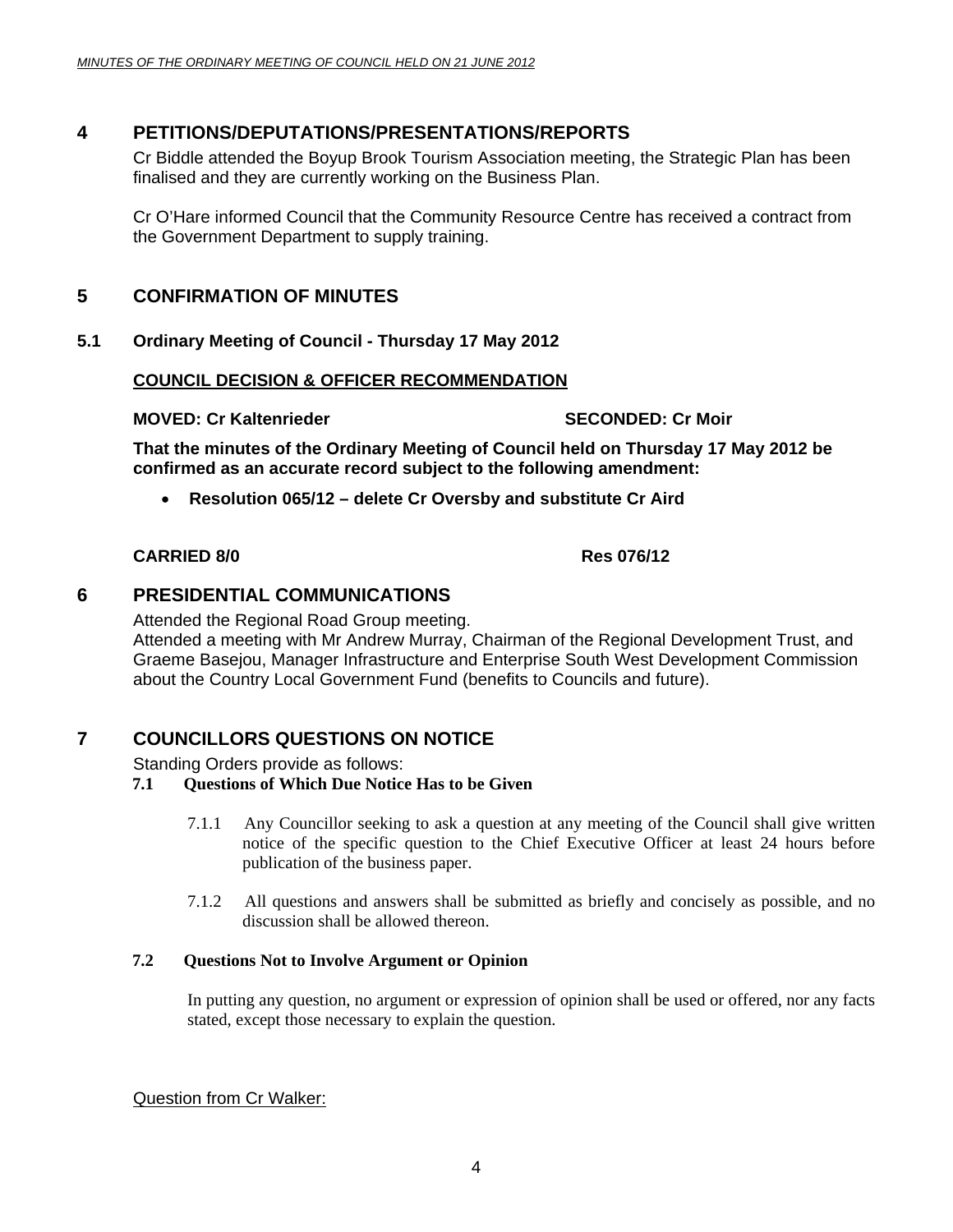## 4 PETITIONS/DEPUTATIONS/PRESENTATIONS/REPORTS

Cr Biddle attended the Boyup Brook Tourism Association meeting, the Strategic Plan has been finalised and they are currently working on the Business Plan.

Cr O'Hare informed Council that the Community Resource Centre has received a contract from the Government Department to supply training.

## 5 CONFIRMATION OF MINUTES

### 5.1 Ordinary Meeting of Council - Thursday 17 May 2012

**COUNCIL DECISION & OFFICER RECOMMENDATION**

**MOVED: Cr Kaltenrieder SECONDED: Cr Moir**

**That the minutes of the Ordinary Meeting of Council held on Thursday 17 May 2012 be confirmed as an accurate record subject to the following amendment:**

- **Resolution 065/12 – delete Cr Oversby and substitute Cr Aird**

**CARRIED 8/0 Res 076/12**

## 6 PRESIDENTIAL COMMUNICATIONS

Attended the Regional Road Group meeting.
Attended a meeting with Mr Andrew Murray, Chairman of the Regional Development Trust, and Graeme Basejou, Manager Infrastructure and Enterprise South West Development Commission about the Country Local Government Fund (benefits to Councils and future).

## 7 COUNCILLORS QUESTIONS ON NOTICE

Standing Orders provide as follows:

### 7.1 Questions of Which Due Notice Has to be Given

7.1.1 Any Councillor seeking to ask a question at any meeting of the Council shall give written notice of the specific question to the Chief Executive Officer at least 24 hours before publication of the business paper.

7.1.2 All questions and answers shall be submitted as briefly and concisely as possible, and no discussion shall be allowed thereon.

### 7.2 Questions Not to Involve Argument or Opinion

In putting any question, no argument or expression of opinion shall be used or offered, nor any facts stated, except those necessary to explain the question.

Question from Cr Walker: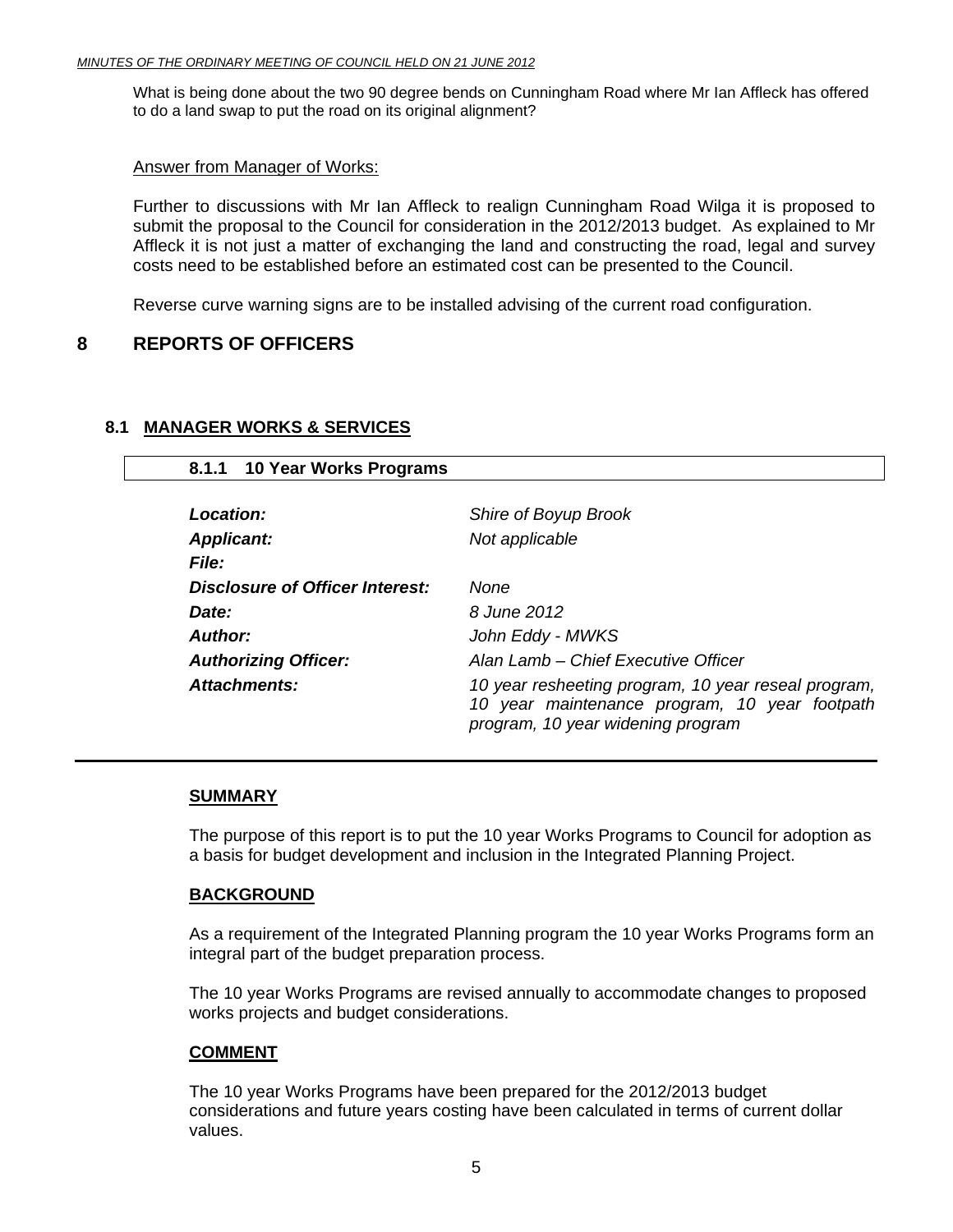What is being done about the two 90 degree bends on Cunningham Road where Mr Ian Affleck has offered to do a land swap to put the road on its original alignment?

Answer from Manager of Works:

Further to discussions with Mr Ian Affleck to realign Cunningham Road Wilga it is proposed to submit the proposal to the Council for consideration in the 2012/2013 budget. As explained to Mr Affleck it is not just a matter of exchanging the land and constructing the road, legal and survey costs need to be established before an estimated cost can be presented to the Council.

Reverse curve warning signs are to be installed advising of the current road configuration.

# 8 REPORTS OF OFFICERS

## 8.1 MANAGER WORKS & SERVICES

### 8.1.1 10 Year Works Programs

| | |
|---|---|
| ***Location:*** | *Shire of Boyup Brook* |
| ***Applicant:*** | *Not applicable* |
| ***File:*** | |
| ***Disclosure of Officer Interest:*** | *None* |
| ***Date:*** | *8 June 2012* |
| ***Author:*** | *John Eddy - MWKS* |
| ***Authorizing Officer:*** | *Alan Lamb – Chief Executive Officer* |
| ***Attachments:*** | *10 year resheeting program, 10 year reseal program, 10 year maintenance program, 10 year footpath program, 10 year widening program* |

**SUMMARY**

The purpose of this report is to put the 10 year Works Programs to Council for adoption as a basis for budget development and inclusion in the Integrated Planning Project.

**BACKGROUND**

As a requirement of the Integrated Planning program the 10 year Works Programs form an integral part of the budget preparation process.

The 10 year Works Programs are revised annually to accommodate changes to proposed works projects and budget considerations.

**COMMENT**

The 10 year Works Programs have been prepared for the 2012/2013 budget considerations and future years costing have been calculated in terms of current dollar values.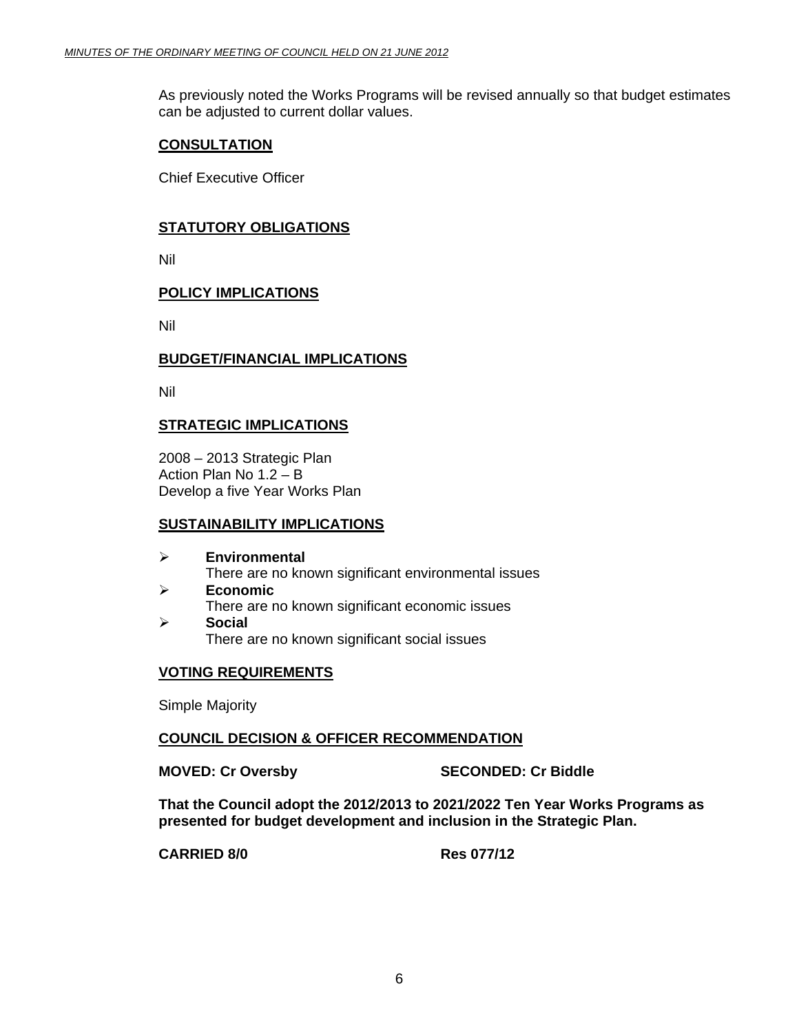As previously noted the Works Programs will be revised annually so that budget estimates can be adjusted to current dollar values.

## CONSULTATION

Chief Executive Officer

## STATUTORY OBLIGATIONS

Nil

## POLICY IMPLICATIONS

Nil

## BUDGET/FINANCIAL IMPLICATIONS

Nil

## STRATEGIC IMPLICATIONS

2008 – 2013 Strategic Plan
Action Plan No 1.2 – B
Develop a five Year Works Plan

## SUSTAINABILITY IMPLICATIONS

- **Environmental**
  There are no known significant environmental issues
- **Economic**
  There are no known significant economic issues
- **Social**
  There are no known significant social issues

## VOTING REQUIREMENTS

Simple Majority

## COUNCIL DECISION & OFFICER RECOMMENDATION

**MOVED: Cr Oversby** **SECONDED: Cr Biddle**

**That the Council adopt the 2012/2013 to 2021/2022 Ten Year Works Programs as presented for budget development and inclusion in the Strategic Plan.**

**CARRIED 8/0** **Res 077/12**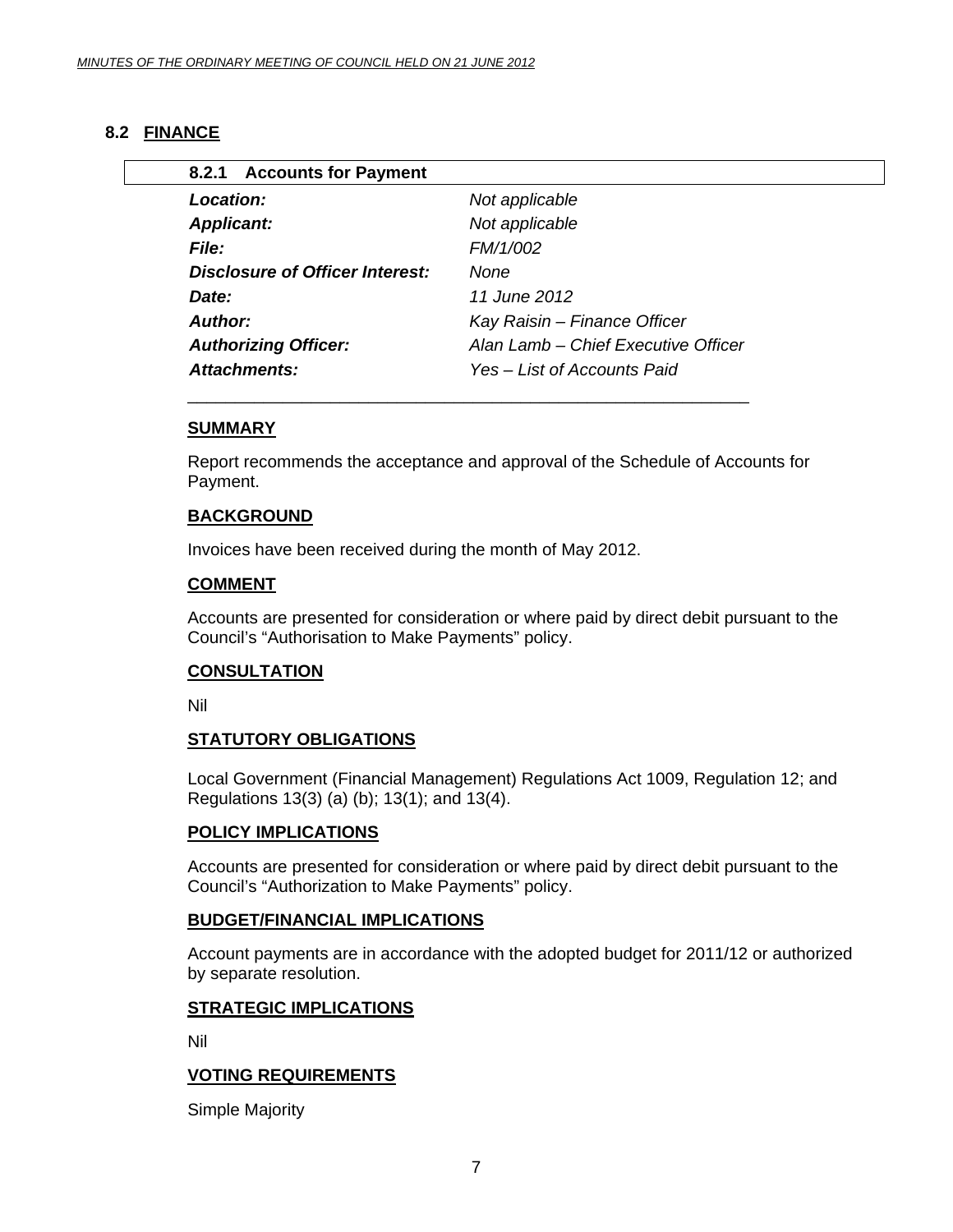## 8.2 FINANCE

### 8.2.1 Accounts for Payment

| | |
|---|---|
| ***Location:*** | *Not applicable* |
| ***Applicant:*** | *Not applicable* |
| ***File:*** | *FM/1/002* |
| ***Disclosure of Officer Interest:*** | *None* |
| ***Date:*** | *11 June 2012* |
| ***Author:*** | *Kay Raisin – Finance Officer* |
| ***Authorizing Officer:*** | *Alan Lamb – Chief Executive Officer* |
| ***Attachments:*** | *Yes – List of Accounts Paid* |

**SUMMARY**

Report recommends the acceptance and approval of the Schedule of Accounts for Payment.

**BACKGROUND**

Invoices have been received during the month of May 2012.

**COMMENT**

Accounts are presented for consideration or where paid by direct debit pursuant to the Council's "Authorisation to Make Payments" policy.

**CONSULTATION**

Nil

**STATUTORY OBLIGATIONS**

Local Government (Financial Management) Regulations Act 1009, Regulation 12; and Regulations 13(3) (a) (b); 13(1); and 13(4).

**POLICY IMPLICATIONS**

Accounts are presented for consideration or where paid by direct debit pursuant to the Council's "Authorization to Make Payments" policy.

**BUDGET/FINANCIAL IMPLICATIONS**

Account payments are in accordance with the adopted budget for 2011/12 or authorized by separate resolution.

**STRATEGIC IMPLICATIONS**

Nil

**VOTING REQUIREMENTS**

Simple Majority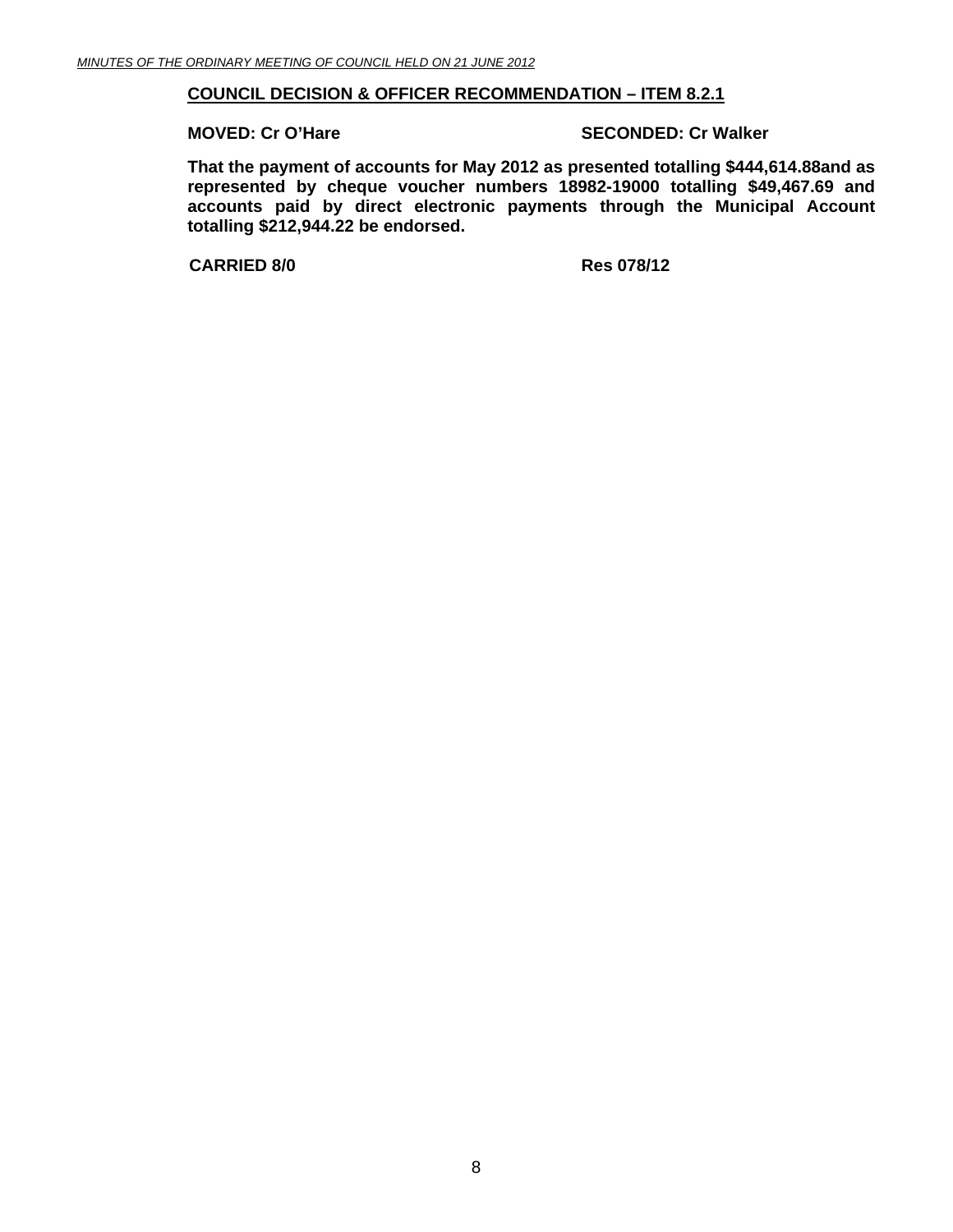**COUNCIL DECISION & OFFICER RECOMMENDATION – ITEM 8.2.1**

**MOVED: Cr O'Hare** **SECONDED: Cr Walker**

**That the payment of accounts for May 2012 as presented totalling $444,614.88and as represented by cheque voucher numbers 18982-19000 totalling $49,467.69 and accounts paid by direct electronic payments through the Municipal Account totalling $212,944.22 be endorsed.**

**CARRIED 8/0** **Res 078/12**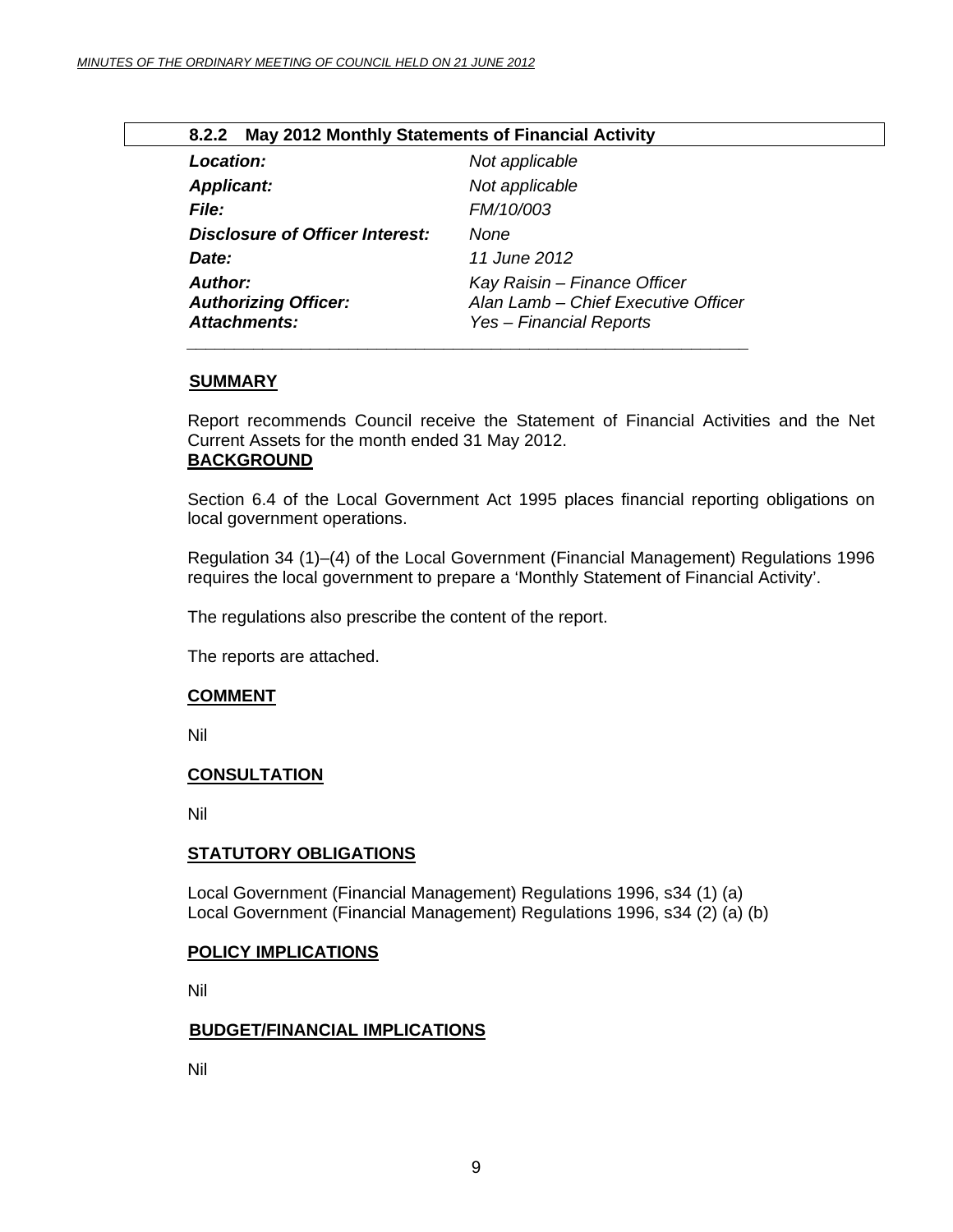### 8.2.2 May 2012 Monthly Statements of Financial Activity

| | |
|---|---|
| ***Location:*** | *Not applicable* |
| ***Applicant:*** | *Not applicable* |
| ***File:*** | *FM/10/003* |
| ***Disclosure of Officer Interest:*** | *None* |
| ***Date:*** | *11 June 2012* |
| ***Author:*** | *Kay Raisin – Finance Officer* |
| ***Authorizing Officer:*** | *Alan Lamb – Chief Executive Officer* |
| ***Attachments:*** | *Yes – Financial Reports* |

**SUMMARY**

Report recommends Council receive the Statement of Financial Activities and the Net Current Assets for the month ended 31 May 2012.

**BACKGROUND**

Section 6.4 of the Local Government Act 1995 places financial reporting obligations on local government operations.

Regulation 34 (1)–(4) of the Local Government (Financial Management) Regulations 1996 requires the local government to prepare a 'Monthly Statement of Financial Activity'.

The regulations also prescribe the content of the report.

The reports are attached.

**COMMENT**

Nil

**CONSULTATION**

Nil

**STATUTORY OBLIGATIONS**

Local Government (Financial Management) Regulations 1996, s34 (1) (a)
Local Government (Financial Management) Regulations 1996, s34 (2) (a) (b)

**POLICY IMPLICATIONS**

Nil

**BUDGET/FINANCIAL IMPLICATIONS**

Nil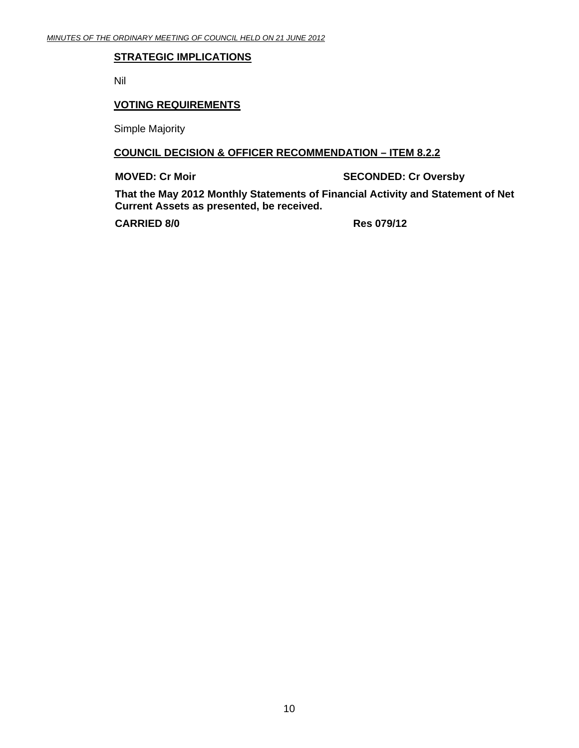**STRATEGIC IMPLICATIONS**

Nil

**VOTING REQUIREMENTS**

Simple Majority

**COUNCIL DECISION & OFFICER RECOMMENDATION – ITEM 8.2.2**

**MOVED: Cr Moir** **SECONDED: Cr Oversby**

**That the May 2012 Monthly Statements of Financial Activity and Statement of Net Current Assets as presented, be received.**

**CARRIED 8/0** **Res 079/12**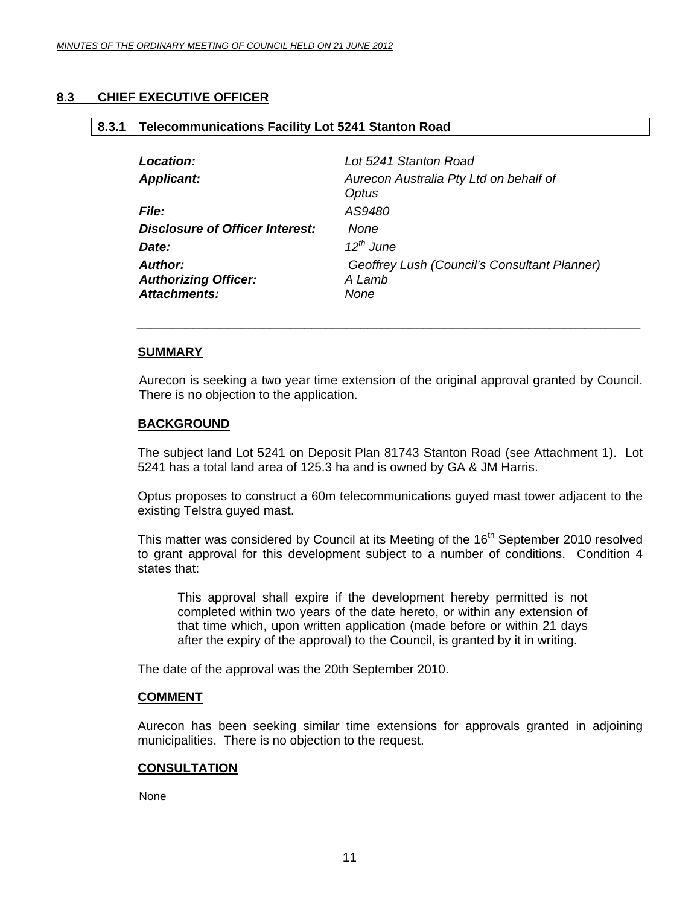## 8.3 CHIEF EXECUTIVE OFFICER

### 8.3.1 Telecommunications Facility Lot 5241 Stanton Road

| | |
|---|---|
| ***Location:*** | *Lot 5241 Stanton Road* |
| ***Applicant:*** | *Aurecon Australia Pty Ltd on behalf of Optus* |
| ***File:*** | *AS9480* |
| ***Disclosure of Officer Interest:*** | *None* |
| ***Date:*** | *12th June* |
| ***Author:*** | *Geoffrey Lush (Council's Consultant Planner)* |
| ***Authorizing Officer:*** | *A Lamb* |
| ***Attachments:*** | *None* |

**SUMMARY**

Aurecon is seeking a two year time extension of the original approval granted by Council. There is no objection to the application.

**BACKGROUND**

The subject land Lot 5241 on Deposit Plan 81743 Stanton Road (see Attachment 1). Lot 5241 has a total land area of 125.3 ha and is owned by GA & JM Harris.

Optus proposes to construct a 60m telecommunications guyed mast tower adjacent to the existing Telstra guyed mast.

This matter was considered by Council at its Meeting of the 16th September 2010 resolved to grant approval for this development subject to a number of conditions. Condition 4 states that:

> This approval shall expire if the development hereby permitted is not completed within two years of the date hereto, or within any extension of that time which, upon written application (made before or within 21 days after the expiry of the approval) to the Council, is granted by it in writing.

The date of the approval was the 20th September 2010.

**COMMENT**

Aurecon has been seeking similar time extensions for approvals granted in adjoining municipalities. There is no objection to the request.

**CONSULTATION**

None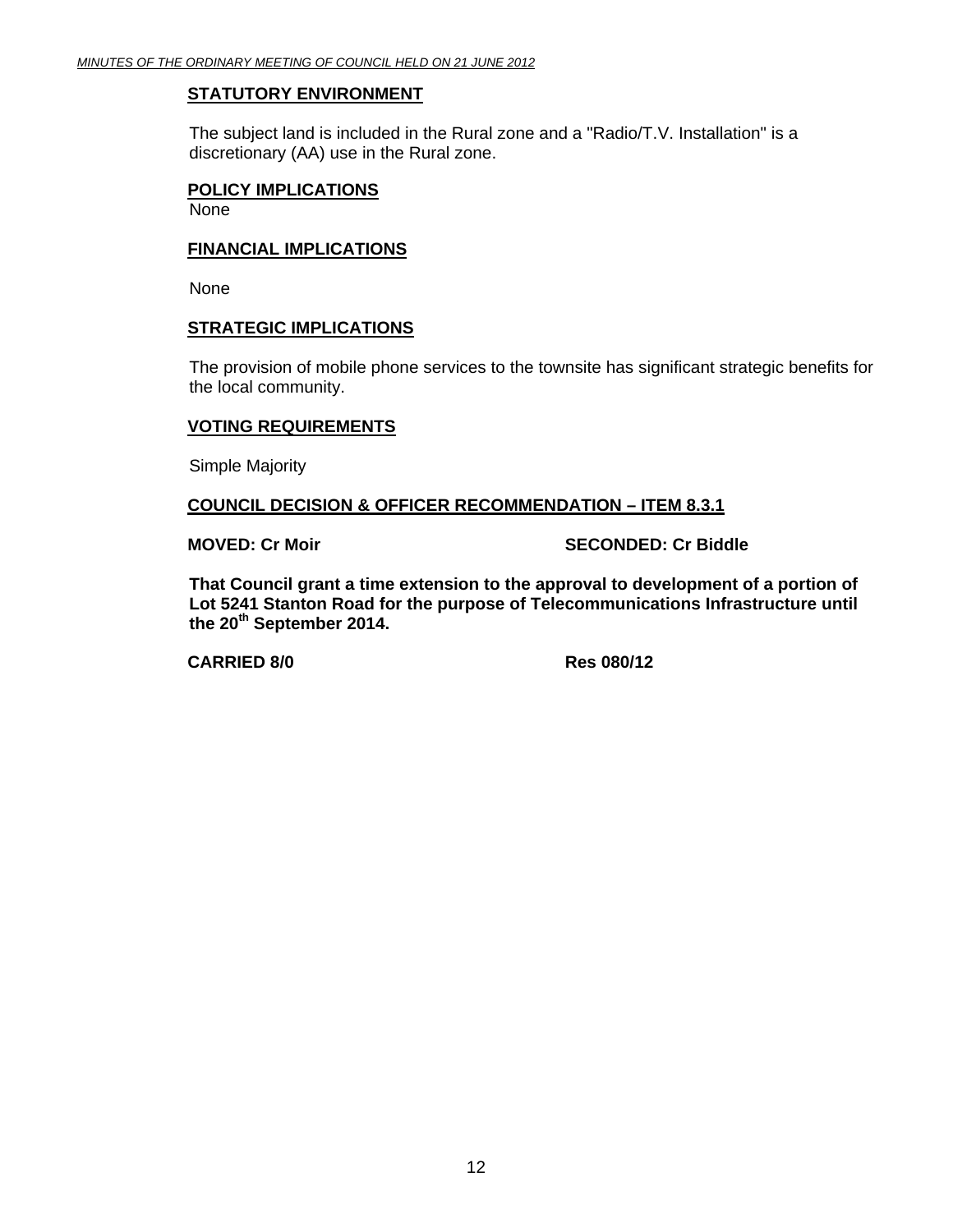## STATUTORY ENVIRONMENT

The subject land is included in the Rural zone and a "Radio/T.V. Installation" is a discretionary (AA) use in the Rural zone.

## POLICY IMPLICATIONS

None

## FINANCIAL IMPLICATIONS

None

## STRATEGIC IMPLICATIONS

The provision of mobile phone services to the townsite has significant strategic benefits for the local community.

## VOTING REQUIREMENTS

Simple Majority

## COUNCIL DECISION & OFFICER RECOMMENDATION – ITEM 8.3.1

**MOVED: Cr Moir** **SECONDED: Cr Biddle**

**That Council grant a time extension to the approval to development of a portion of Lot 5241 Stanton Road for the purpose of Telecommunications Infrastructure until the 20th September 2014.**

**CARRIED 8/0** **Res 080/12**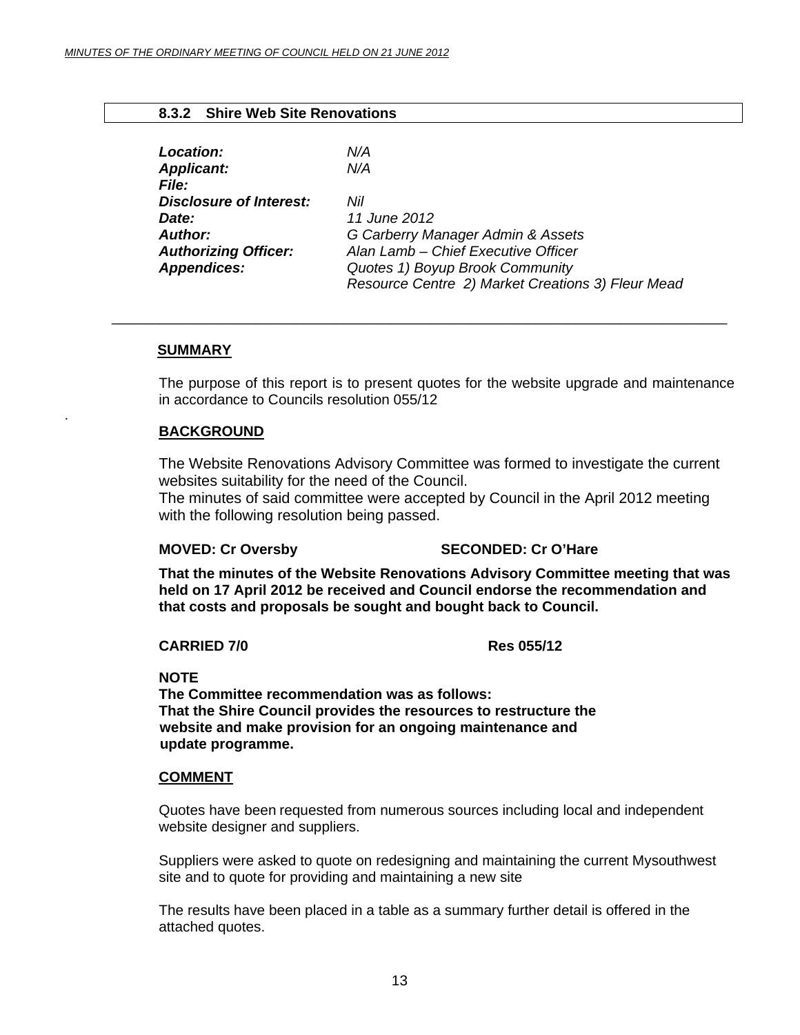### 8.3.2 Shire Web Site Renovations

| | |
|---|---|
| ***Location:*** | *N/A* |
| ***Applicant:*** | *N/A* |
| ***File:*** | |
| ***Disclosure of Interest:*** | *Nil* |
| ***Date:*** | *11 June 2012* |
| ***Author:*** | *G Carberry Manager Admin & Assets* |
| ***Authorizing Officer:*** | *Alan Lamb – Chief Executive Officer* |
| ***Appendices:*** | *Quotes 1) Boyup Brook Community Resource Centre 2) Market Creations 3) Fleur Mead* |

---

**SUMMARY**

The purpose of this report is to present quotes for the website upgrade and maintenance in accordance to Councils resolution 055/12

.

**BACKGROUND**

The Website Renovations Advisory Committee was formed to investigate the current websites suitability for the need of the Council.
The minutes of said committee were accepted by Council in the April 2012 meeting with the following resolution being passed.

**MOVED: Cr Oversby SECONDED: Cr O'Hare**

**That the minutes of the Website Renovations Advisory Committee meeting that was held on 17 April 2012 be received and Council endorse the recommendation and that costs and proposals be sought and bought back to Council.**

**CARRIED 7/0 Res 055/12**

**NOTE**
**The Committee recommendation was as follows:**
**That the Shire Council provides the resources to restructure the website and make provision for an ongoing maintenance and update programme.**

**COMMENT**

Quotes have been requested from numerous sources including local and independent website designer and suppliers.

Suppliers were asked to quote on redesigning and maintaining the current Mysouthwest site and to quote for providing and maintaining a new site

The results have been placed in a table as a summary further detail is offered in the attached quotes.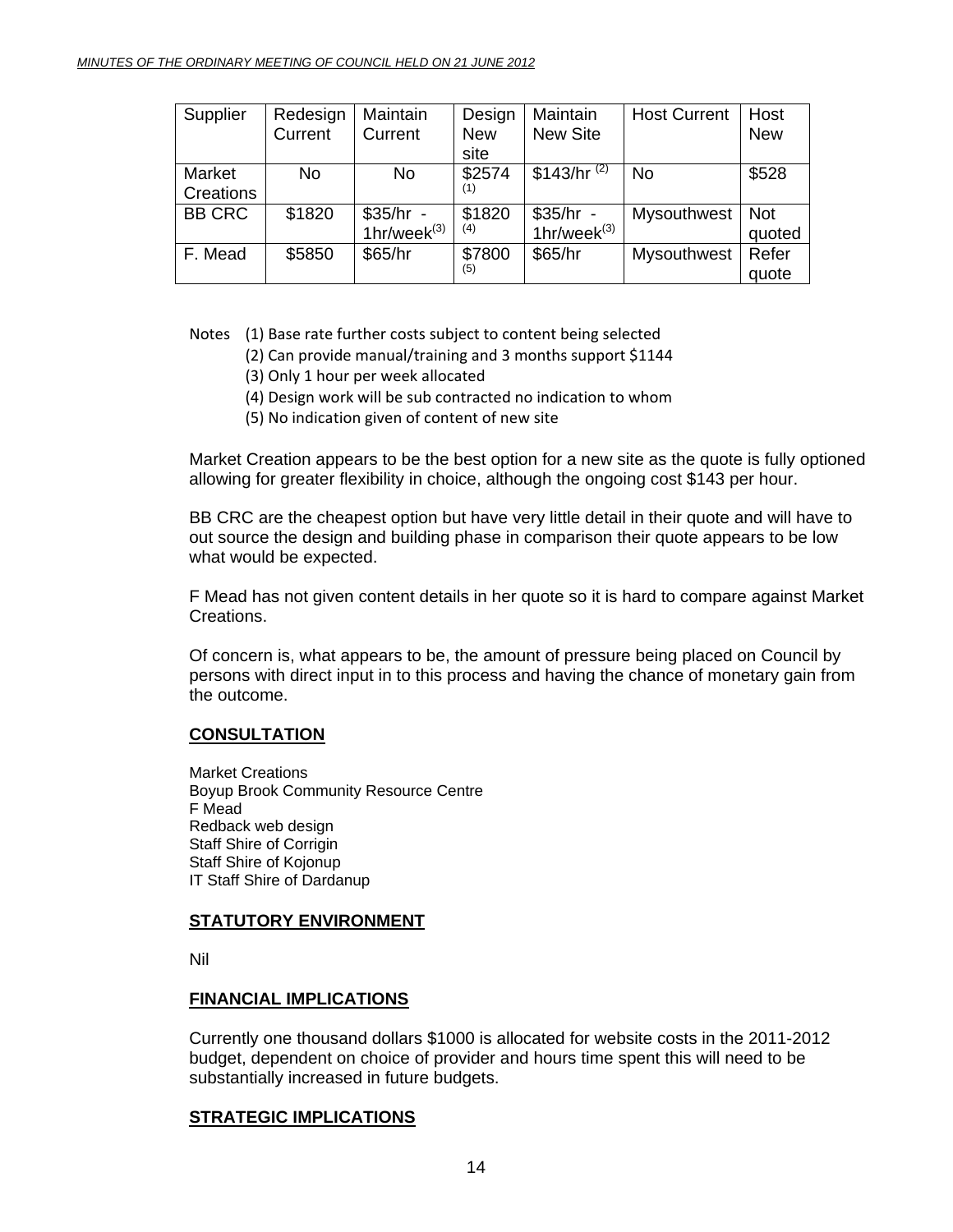| Supplier | Redesign Current | Maintain Current | Design New site | Maintain New Site | Host Current | Host New |
|---|---|---|---|---|---|---|
| Market Creations | No | No | $2574 (1) | $143/hr (2) | No | $528 |
| BB CRC | $1820 | $35/hr - 1hr/week(3) | $1820 (4) | $35/hr - 1hr/week(3) | Mysouthwest | Not quoted |
| F. Mead | $5850 | $65/hr | $7800 (5) | $65/hr | Mysouthwest | Refer quote |

Notes (1) Base rate further costs subject to content being selected
(2) Can provide manual/training and 3 months support $1144
(3) Only 1 hour per week allocated
(4) Design work will be sub contracted no indication to whom
(5) No indication given of content of new site

Market Creation appears to be the best option for a new site as the quote is fully optioned allowing for greater flexibility in choice, although the ongoing cost $143 per hour.

BB CRC are the cheapest option but have very little detail in their quote and will have to out source the design and building phase in comparison their quote appears to be low what would be expected.

F Mead has not given content details in her quote so it is hard to compare against Market Creations.

Of concern is, what appears to be, the amount of pressure being placed on Council by persons with direct input in to this process and having the chance of monetary gain from the outcome.

## CONSULTATION

Market Creations
Boyup Brook Community Resource Centre
F Mead
Redback web design
Staff Shire of Corrigin
Staff Shire of Kojonup
IT Staff Shire of Dardanup

## STATUTORY ENVIRONMENT

Nil

## FINANCIAL IMPLICATIONS

Currently one thousand dollars $1000 is allocated for website costs in the 2011-2012 budget, dependent on choice of provider and hours time spent this will need to be substantially increased in future budgets.

## STRATEGIC IMPLICATIONS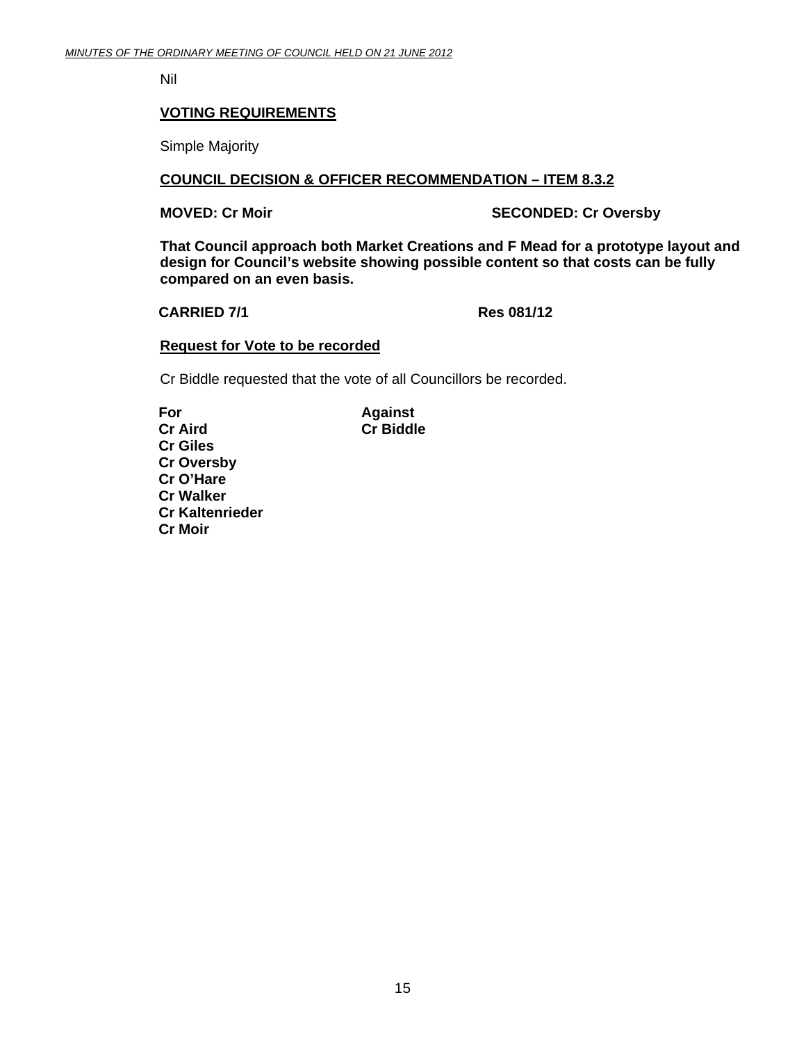Nil

**VOTING REQUIREMENTS**

Simple Majority

**COUNCIL DECISION & OFFICER RECOMMENDATION – ITEM 8.3.2**

**MOVED: Cr Moir** **SECONDED: Cr Oversby**

**That Council approach both Market Creations and F Mead for a prototype layout and design for Council's website showing possible content so that costs can be fully compared on an even basis.**

**CARRIED 7/1** **Res 081/12**

**Request for Vote to be recorded**

Cr Biddle requested that the vote of all Councillors be recorded.

| For | Against |
|---|---|
| Cr Aird | Cr Biddle |
| Cr Giles | |
| Cr Oversby | |
| Cr O'Hare | |
| Cr Walker | |
| Cr Kaltenrieder | |
| Cr Moir | |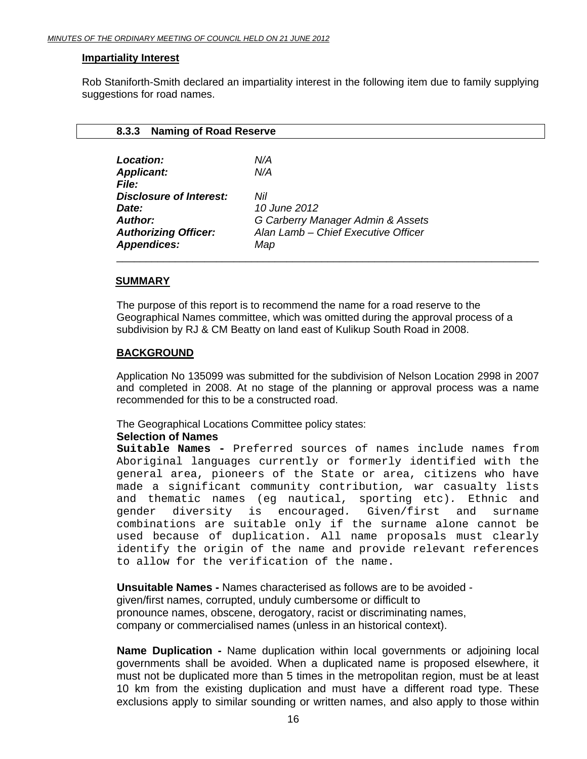**Impartiality Interest**

Rob Staniforth-Smith declared an impartiality interest in the following item due to family supplying suggestions for road names.

### 8.3.3 Naming of Road Reserve

| | |
|---|---|
| ***Location:*** | *N/A* |
| ***Applicant:*** | *N/A* |
| ***File:*** | |
| ***Disclosure of Interest:*** | *Nil* |
| ***Date:*** | *10 June 2012* |
| ***Author:*** | *G Carberry Manager Admin & Assets* |
| ***Authorizing Officer:*** | *Alan Lamb – Chief Executive Officer* |
| ***Appendices:*** | *Map* |

**SUMMARY**

The purpose of this report is to recommend the name for a road reserve to the Geographical Names committee, which was omitted during the approval process of a subdivision by RJ & CM Beatty on land east of Kulikup South Road in 2008.

**BACKGROUND**

Application No 135099 was submitted for the subdivision of Nelson Location 2998 in 2007 and completed in 2008. At no stage of the planning or approval process was a name recommended for this to be a constructed road.

The Geographical Locations Committee policy states:

**Selection of Names**

**Suitable Names -** Preferred sources of names include names from Aboriginal languages currently or formerly identified with the general area, pioneers of the State or area, citizens who have made a significant community contribution, war casualty lists and thematic names (eg nautical, sporting etc). Ethnic and gender diversity is encouraged. Given/first and surname combinations are suitable only if the surname alone cannot be used because of duplication. All name proposals must clearly identify the origin of the name and provide relevant references to allow for the verification of the name.

**Unsuitable Names -** Names characterised as follows are to be avoided - given/first names, corrupted, unduly cumbersome or difficult to pronounce names, obscene, derogatory, racist or discriminating names, company or commercialised names (unless in an historical context).

**Name Duplication -** Name duplication within local governments or adjoining local governments shall be avoided. When a duplicated name is proposed elsewhere, it must not be duplicated more than 5 times in the metropolitan region, must be at least 10 km from the existing duplication and must have a different road type. These exclusions apply to similar sounding or written names, and also apply to those within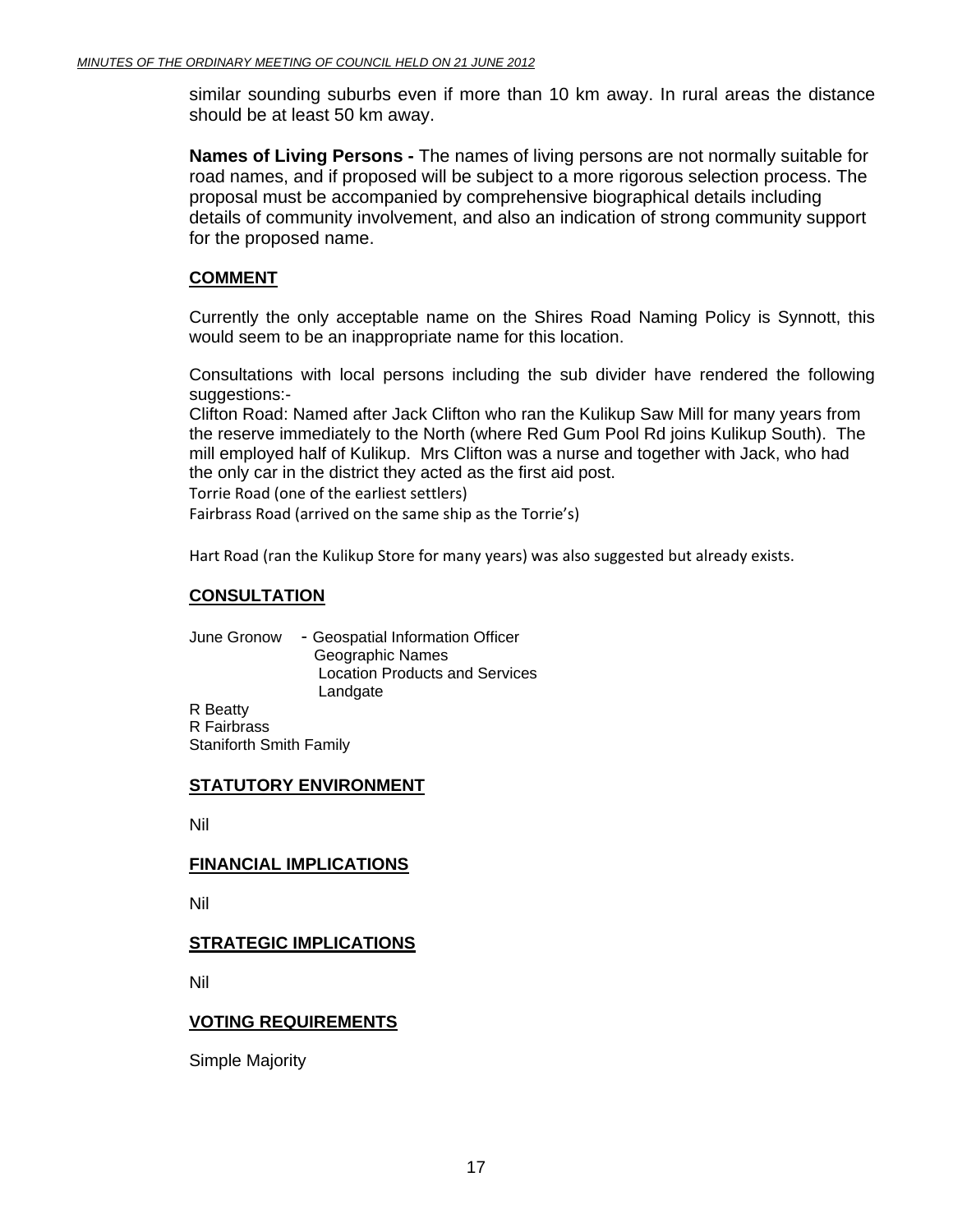similar sounding suburbs even if more than 10 km away. In rural areas the distance should be at least 50 km away.

**Names of Living Persons -** The names of living persons are not normally suitable for road names, and if proposed will be subject to a more rigorous selection process. The proposal must be accompanied by comprehensive biographical details including details of community involvement, and also an indication of strong community support for the proposed name.

## COMMENT

Currently the only acceptable name on the Shires Road Naming Policy is Synnott, this would seem to be an inappropriate name for this location.

Consultations with local persons including the sub divider have rendered the following suggestions:-

Clifton Road: Named after Jack Clifton who ran the Kulikup Saw Mill for many years from the reserve immediately to the North (where Red Gum Pool Rd joins Kulikup South). The mill employed half of Kulikup. Mrs Clifton was a nurse and together with Jack, who had the only car in the district they acted as the first aid post.

Torrie Road (one of the earliest settlers)

Fairbrass Road (arrived on the same ship as the Torrie's)

Hart Road (ran the Kulikup Store for many years) was also suggested but already exists.

## CONSULTATION

June Gronow - Geospatial Information Officer
Geographic Names
Location Products and Services
Landgate

R Beatty
R Fairbrass
Staniforth Smith Family

## STATUTORY ENVIRONMENT

Nil

## FINANCIAL IMPLICATIONS

Nil

## STRATEGIC IMPLICATIONS

Nil

## VOTING REQUIREMENTS

Simple Majority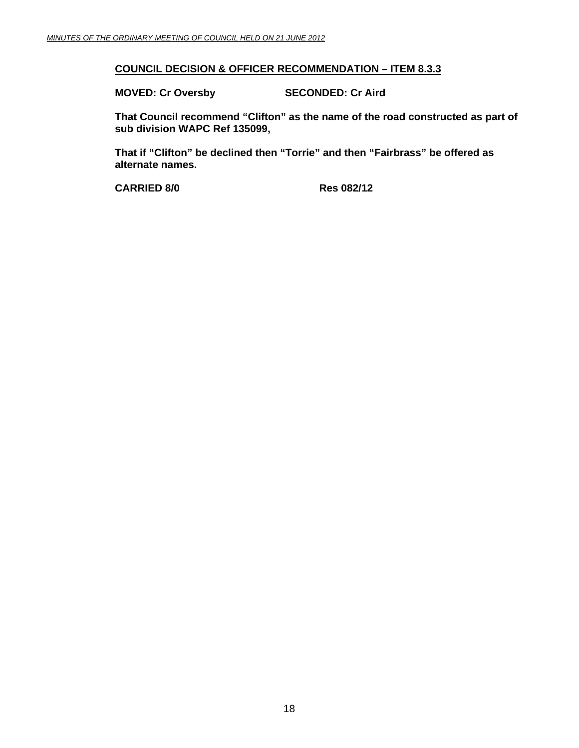**COUNCIL DECISION & OFFICER RECOMMENDATION – ITEM 8.3.3**

**MOVED: Cr Oversby SECONDED: Cr Aird**

**That Council recommend "Clifton" as the name of the road constructed as part of sub division WAPC Ref 135099,**

**That if "Clifton" be declined then "Torrie" and then "Fairbrass" be offered as alternate names.**

**CARRIED 8/0 Res 082/12**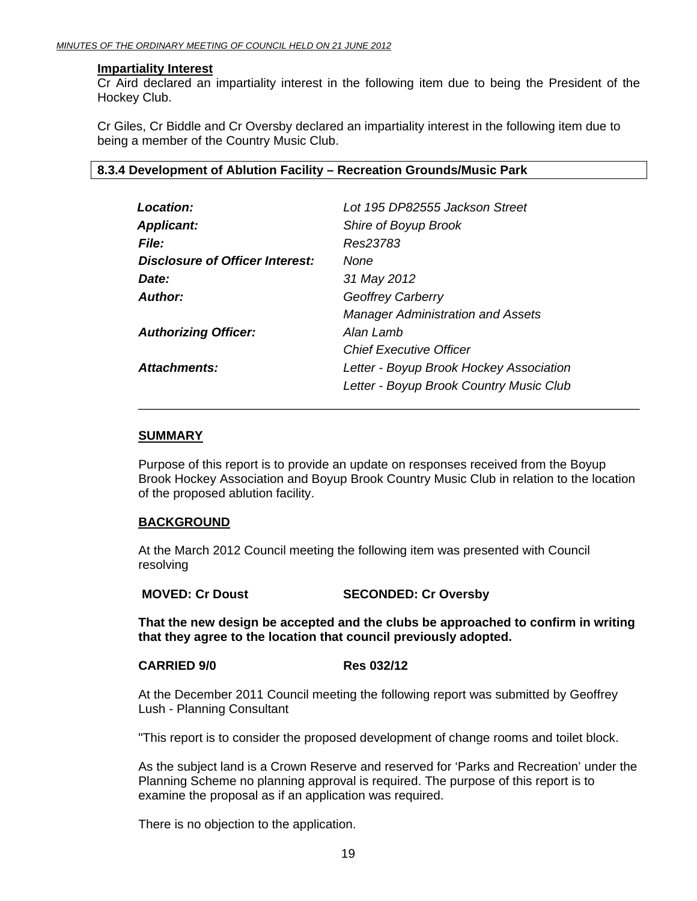**Impartiality Interest**
Cr Aird declared an impartiality interest in the following item due to being the President of the Hockey Club.

Cr Giles, Cr Biddle and Cr Oversby declared an impartiality interest in the following item due to being a member of the Country Music Club.

### 8.3.4 Development of Ablution Facility – Recreation Grounds/Music Park

| | |
|---|---|
| ***Location:*** | *Lot 195 DP82555 Jackson Street* |
| ***Applicant:*** | *Shire of Boyup Brook* |
| ***File:*** | *Res23783* |
| ***Disclosure of Officer Interest:*** | *None* |
| ***Date:*** | *31 May 2012* |
| ***Author:*** | *Geoffrey Carberry*<br>*Manager Administration and Assets* |
| ***Authorizing Officer:*** | *Alan Lamb*<br>*Chief Executive Officer* |
| ***Attachments:*** | *Letter - Boyup Brook Hockey Association*<br>*Letter - Boyup Brook Country Music Club* |

**SUMMARY**

Purpose of this report is to provide an update on responses received from the Boyup Brook Hockey Association and Boyup Brook Country Music Club in relation to the location of the proposed ablution facility.

**BACKGROUND**

At the March 2012 Council meeting the following item was presented with Council resolving

**MOVED: Cr Doust SECONDED: Cr Oversby**

**That the new design be accepted and the clubs be approached to confirm in writing that they agree to the location that council previously adopted.**

**CARRIED 9/0 Res 032/12**

At the December 2011 Council meeting the following report was submitted by Geoffrey Lush - Planning Consultant

"This report is to consider the proposed development of change rooms and toilet block.

As the subject land is a Crown Reserve and reserved for 'Parks and Recreation' under the Planning Scheme no planning approval is required. The purpose of this report is to examine the proposal as if an application was required.

There is no objection to the application.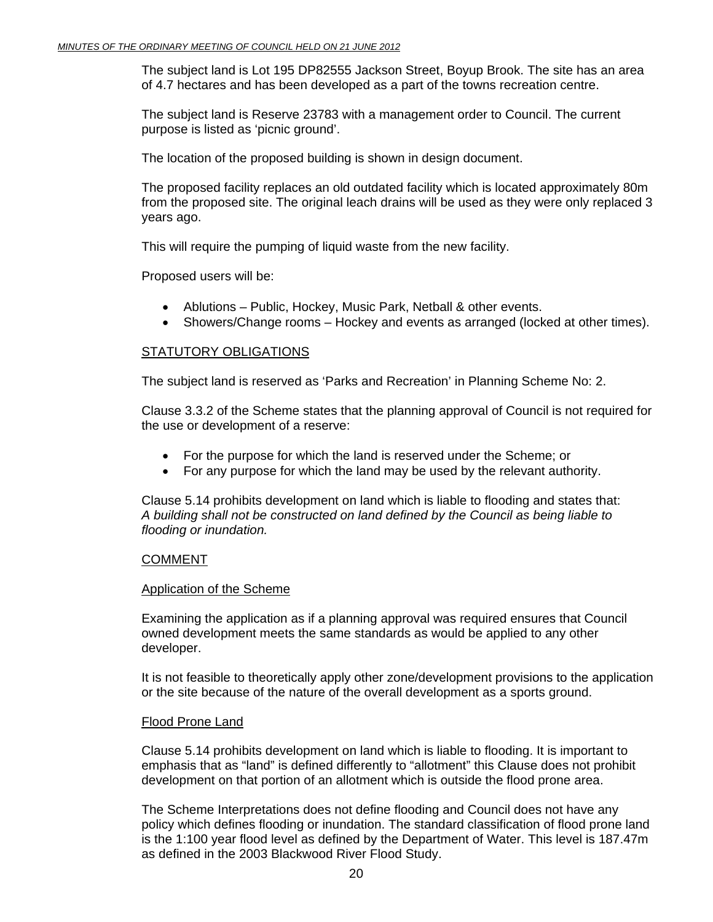The subject land is Lot 195 DP82555 Jackson Street, Boyup Brook. The site has an area of 4.7 hectares and has been developed as a part of the towns recreation centre.

The subject land is Reserve 23783 with a management order to Council. The current purpose is listed as 'picnic ground'.

The location of the proposed building is shown in design document.

The proposed facility replaces an old outdated facility which is located approximately 80m from the proposed site. The original leach drains will be used as they were only replaced 3 years ago.

This will require the pumping of liquid waste from the new facility.

Proposed users will be:

- Ablutions – Public, Hockey, Music Park, Netball & other events.
- Showers/Change rooms – Hockey and events as arranged (locked at other times).

## STATUTORY OBLIGATIONS

The subject land is reserved as 'Parks and Recreation' in Planning Scheme No: 2.

Clause 3.3.2 of the Scheme states that the planning approval of Council is not required for the use or development of a reserve:

- For the purpose for which the land is reserved under the Scheme; or
- For any purpose for which the land may be used by the relevant authority.

Clause 5.14 prohibits development on land which is liable to flooding and states that:
*A building shall not be constructed on land defined by the Council as being liable to flooding or inundation.*

## COMMENT

### Application of the Scheme

Examining the application as if a planning approval was required ensures that Council owned development meets the same standards as would be applied to any other developer.

It is not feasible to theoretically apply other zone/development provisions to the application or the site because of the nature of the overall development as a sports ground.

### Flood Prone Land

Clause 5.14 prohibits development on land which is liable to flooding. It is important to emphasis that as "land" is defined differently to "allotment" this Clause does not prohibit development on that portion of an allotment which is outside the flood prone area.

The Scheme Interpretations does not define flooding and Council does not have any policy which defines flooding or inundation. The standard classification of flood prone land is the 1:100 year flood level as defined by the Department of Water. This level is 187.47m as defined in the 2003 Blackwood River Flood Study.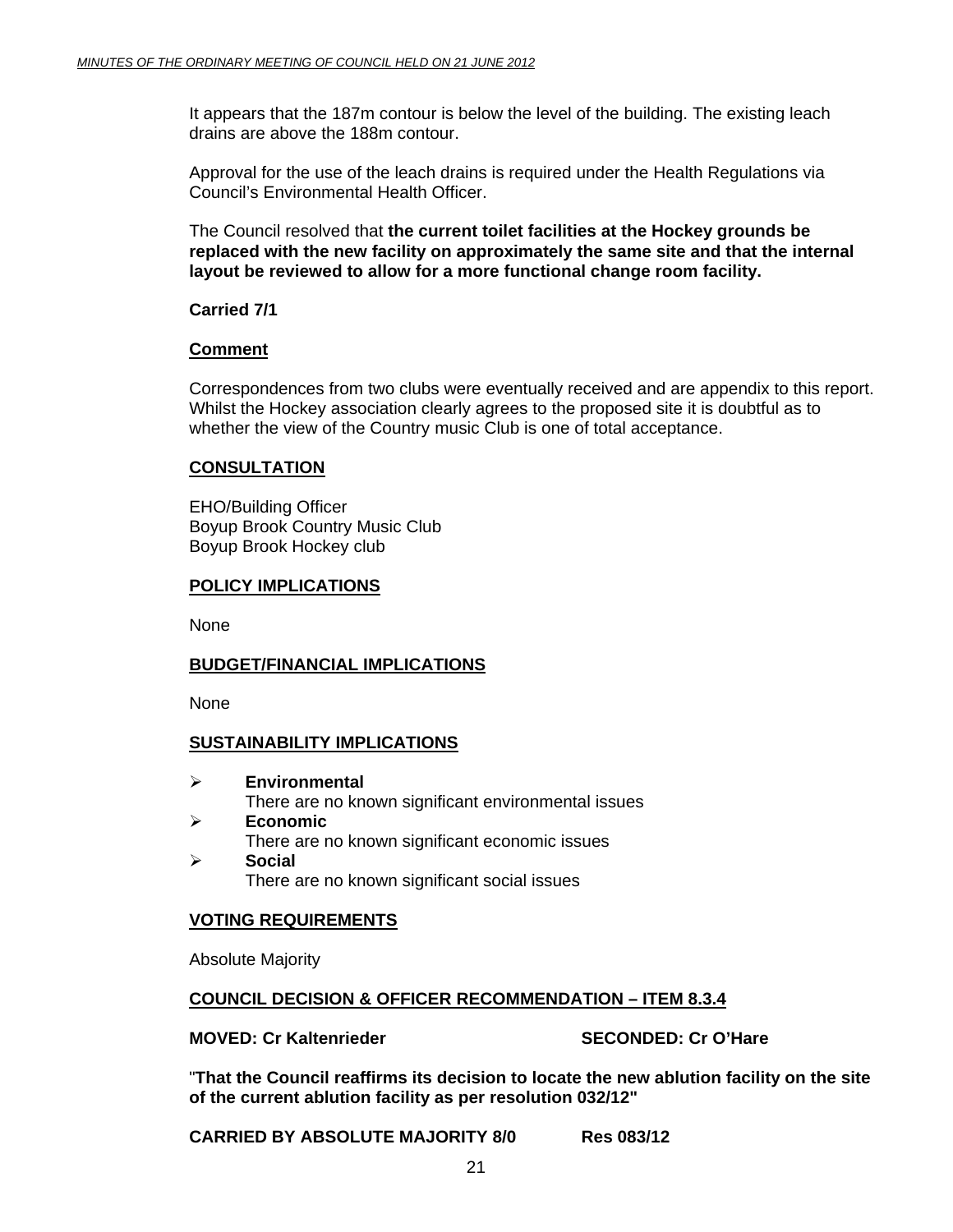It appears that the 187m contour is below the level of the building. The existing leach drains are above the 188m contour.

Approval for the use of the leach drains is required under the Health Regulations via Council's Environmental Health Officer.

The Council resolved that **the current toilet facilities at the Hockey grounds be replaced with the new facility on approximately the same site and that the internal layout be reviewed to allow for a more functional change room facility.**

**Carried 7/1**

## Comment

Correspondences from two clubs were eventually received and are appendix to this report. Whilst the Hockey association clearly agrees to the proposed site it is doubtful as to whether the view of the Country music Club is one of total acceptance.

## CONSULTATION

EHO/Building Officer
Boyup Brook Country Music Club
Boyup Brook Hockey club

## POLICY IMPLICATIONS

None

## BUDGET/FINANCIAL IMPLICATIONS

None

## SUSTAINABILITY IMPLICATIONS

- **Environmental**
  There are no known significant environmental issues
- **Economic**
  There are no known significant economic issues
- **Social**
  There are no known significant social issues

## VOTING REQUIREMENTS

Absolute Majority

## COUNCIL DECISION & OFFICER RECOMMENDATION – ITEM 8.3.4

**MOVED: Cr Kaltenrieder SECONDED: Cr O'Hare**

"**That the Council reaffirms its decision to locate the new ablution facility on the site of the current ablution facility as per resolution 032/12"**

**CARRIED BY ABSOLUTE MAJORITY 8/0 Res 083/12**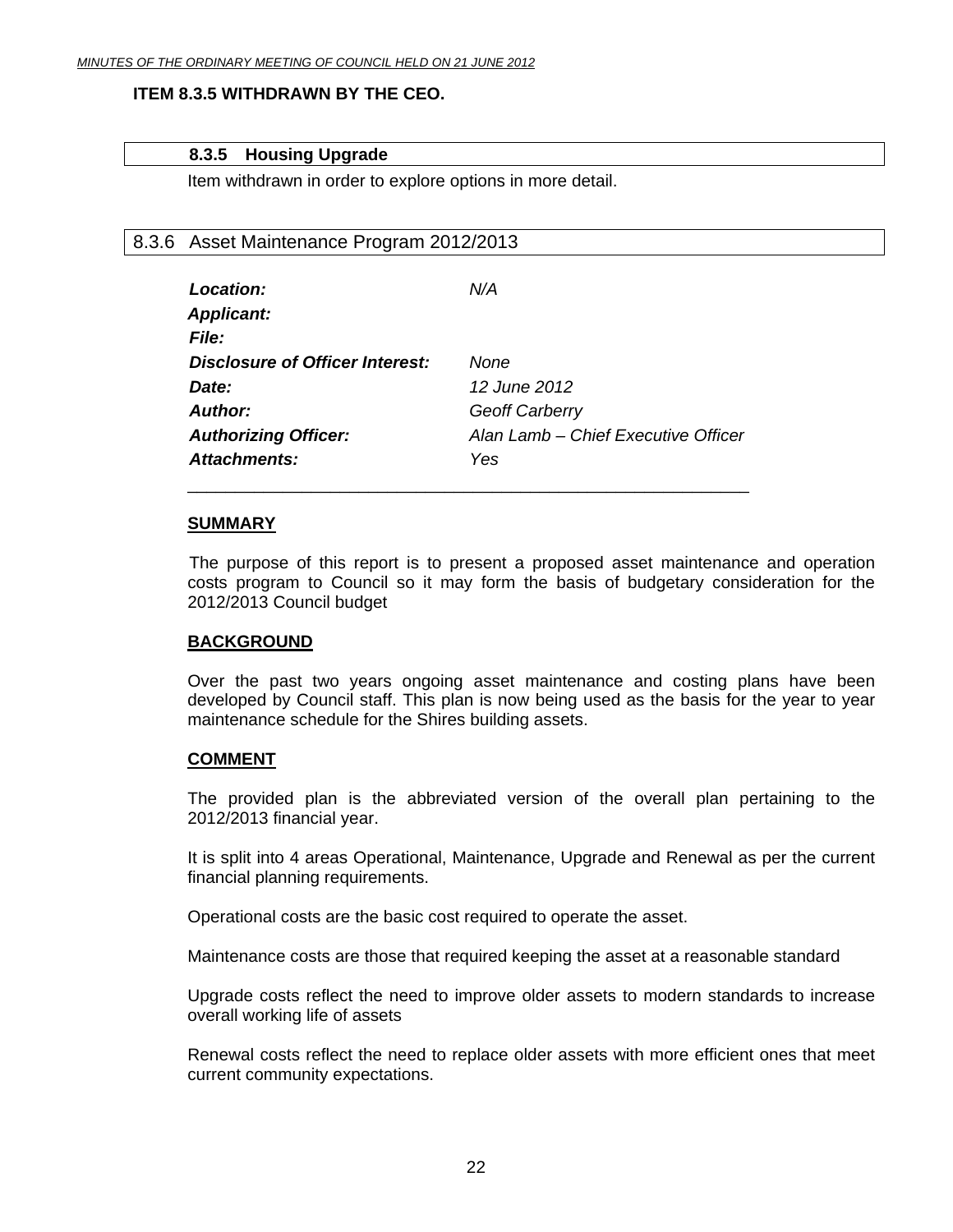**ITEM 8.3.5 WITHDRAWN BY THE CEO.**

### 8.3.5 Housing Upgrade

Item withdrawn in order to explore options in more detail.

## 8.3.6 Asset Maintenance Program 2012/2013

| | |
|---|---|
| ***Location:*** | *N/A* |
| ***Applicant:*** | |
| ***File:*** | |
| ***Disclosure of Officer Interest:*** | *None* |
| ***Date:*** | *12 June 2012* |
| ***Author:*** | *Geoff Carberry* |
| ***Authorizing Officer:*** | *Alan Lamb – Chief Executive Officer* |
| ***Attachments:*** | *Yes* |

---

**SUMMARY**

The purpose of this report is to present a proposed asset maintenance and operation costs program to Council so it may form the basis of budgetary consideration for the 2012/2013 Council budget

**BACKGROUND**

Over the past two years ongoing asset maintenance and costing plans have been developed by Council staff. This plan is now being used as the basis for the year to year maintenance schedule for the Shires building assets.

**COMMENT**

The provided plan is the abbreviated version of the overall plan pertaining to the 2012/2013 financial year.

It is split into 4 areas Operational, Maintenance, Upgrade and Renewal as per the current financial planning requirements.

Operational costs are the basic cost required to operate the asset.

Maintenance costs are those that required keeping the asset at a reasonable standard

Upgrade costs reflect the need to improve older assets to modern standards to increase overall working life of assets

Renewal costs reflect the need to replace older assets with more efficient ones that meet current community expectations.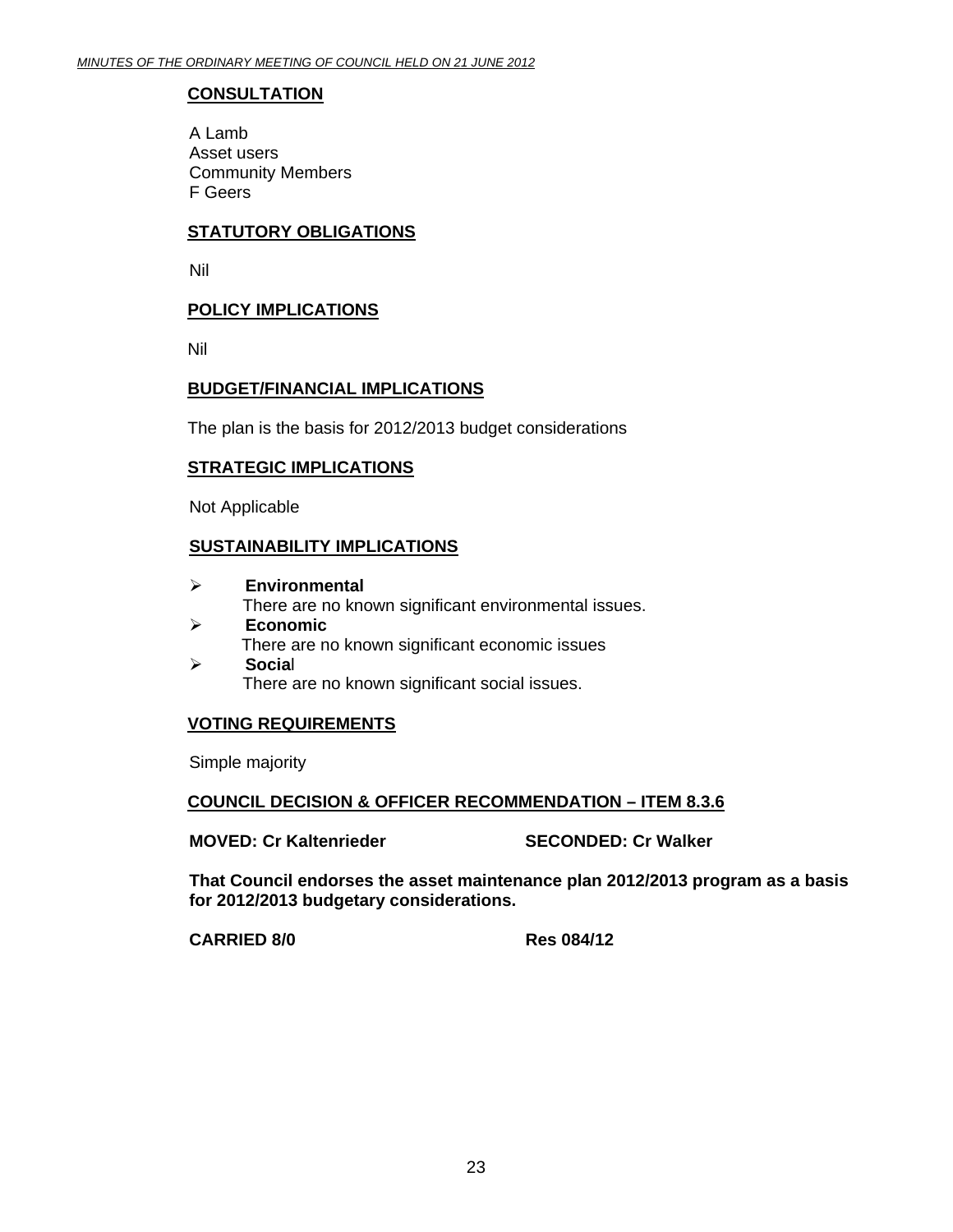**CONSULTATION**

A Lamb
Asset users
Community Members
F Geers

**STATUTORY OBLIGATIONS**

Nil

**POLICY IMPLICATIONS**

Nil

**BUDGET/FINANCIAL IMPLICATIONS**

The plan is the basis for 2012/2013 budget considerations

**STRATEGIC IMPLICATIONS**

Not Applicable

**SUSTAINABILITY IMPLICATIONS**

- **Environmental**
  There are no known significant environmental issues.
- **Economic**
  There are no known significant economic issues
- **Social**
  There are no known significant social issues.

**VOTING REQUIREMENTS**

Simple majority

**COUNCIL DECISION & OFFICER RECOMMENDATION – ITEM 8.3.6**

**MOVED: Cr Kaltenrieder SECONDED: Cr Walker**

**That Council endorses the asset maintenance plan 2012/2013 program as a basis for 2012/2013 budgetary considerations.**

**CARRIED 8/0 Res 084/12**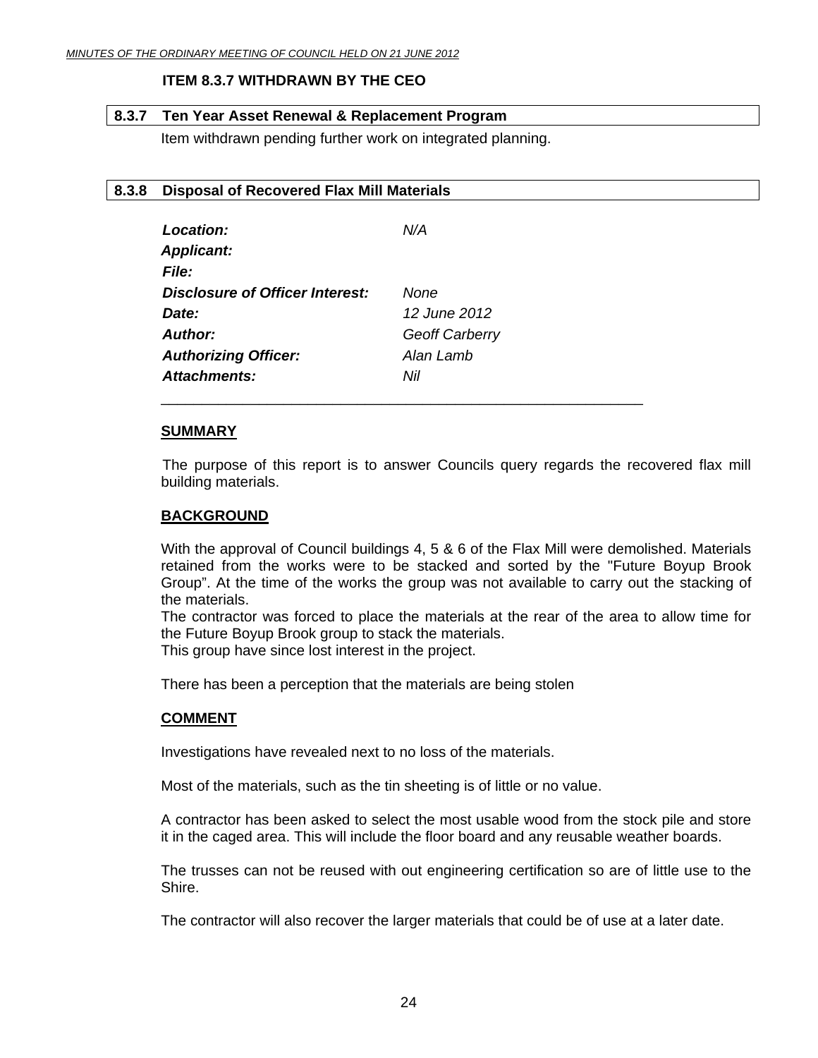**ITEM 8.3.7 WITHDRAWN BY THE CEO**

## 8.3.7 Ten Year Asset Renewal & Replacement Program

Item withdrawn pending further work on integrated planning.

## 8.3.8 Disposal of Recovered Flax Mill Materials

| | |
|---|---|
| ***Location:*** | *N/A* |
| ***Applicant:*** | |
| ***File:*** | |
| ***Disclosure of Officer Interest:*** | *None* |
| ***Date:*** | *12 June 2012* |
| ***Author:*** | *Geoff Carberry* |
| ***Authorizing Officer:*** | *Alan Lamb* |
| ***Attachments:*** | *Nil* |

---

**SUMMARY**

The purpose of this report is to answer Councils query regards the recovered flax mill building materials.

**BACKGROUND**

With the approval of Council buildings 4, 5 & 6 of the Flax Mill were demolished. Materials retained from the works were to be stacked and sorted by the "Future Boyup Brook Group". At the time of the works the group was not available to carry out the stacking of the materials.
The contractor was forced to place the materials at the rear of the area to allow time for the Future Boyup Brook group to stack the materials.
This group have since lost interest in the project.

There has been a perception that the materials are being stolen

**COMMENT**

Investigations have revealed next to no loss of the materials.

Most of the materials, such as the tin sheeting is of little or no value.

A contractor has been asked to select the most usable wood from the stock pile and store it in the caged area. This will include the floor board and any reusable weather boards.

The trusses can not be reused with out engineering certification so are of little use to the Shire.

The contractor will also recover the larger materials that could be of use at a later date.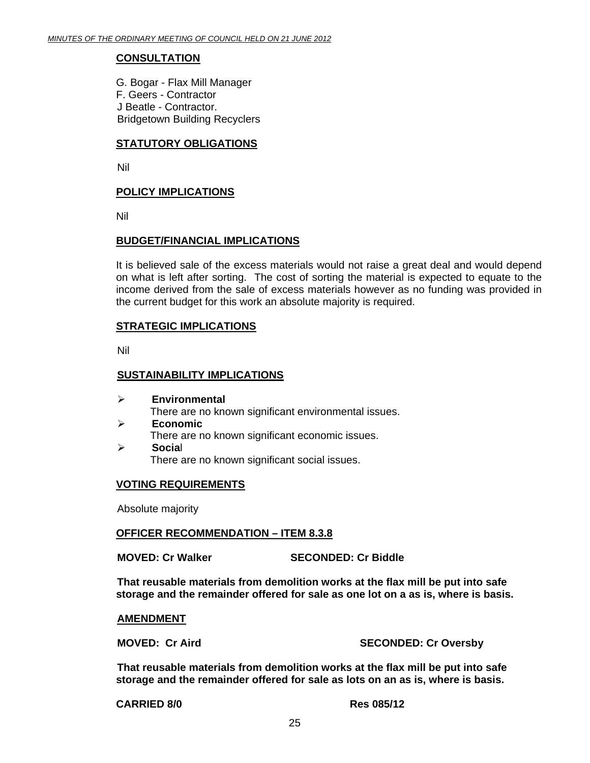**CONSULTATION**

G. Bogar - Flax Mill Manager
F. Geers - Contractor
J Beatle - Contractor.
Bridgetown Building Recyclers

**STATUTORY OBLIGATIONS**

Nil

**POLICY IMPLICATIONS**

Nil

**BUDGET/FINANCIAL IMPLICATIONS**

It is believed sale of the excess materials would not raise a great deal and would depend on what is left after sorting. The cost of sorting the material is expected to equate to the income derived from the sale of excess materials however as no funding was provided in the current budget for this work an absolute majority is required.

**STRATEGIC IMPLICATIONS**

Nil

**SUSTAINABILITY IMPLICATIONS**

- **Environmental**
  There are no known significant environmental issues.
- **Economic**
  There are no known significant economic issues.
- **Social**
  There are no known significant social issues.

**VOTING REQUIREMENTS**

Absolute majority

**OFFICER RECOMMENDATION – ITEM 8.3.8**

**MOVED: Cr Walker SECONDED: Cr Biddle**

**That reusable materials from demolition works at the flax mill be put into safe storage and the remainder offered for sale as one lot on a as is, where is basis.**

**AMENDMENT**

**MOVED: Cr Aird SECONDED: Cr Oversby**

**That reusable materials from demolition works at the flax mill be put into safe storage and the remainder offered for sale as lots on an as is, where is basis.**

**CARRIED 8/0 Res 085/12**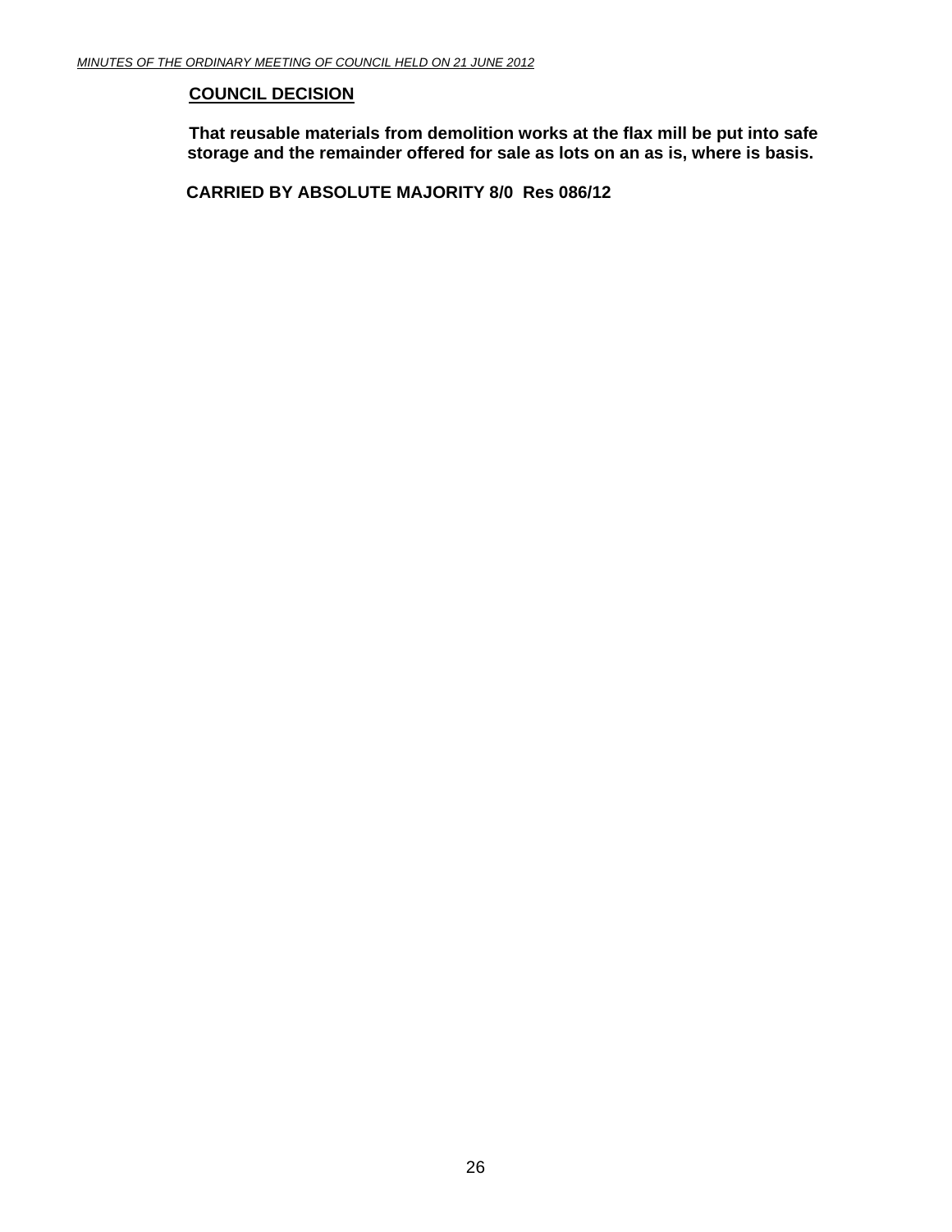**COUNCIL DECISION**

**That reusable materials from demolition works at the flax mill be put into safe storage and the remainder offered for sale as lots on an as is, where is basis.**

**CARRIED BY ABSOLUTE MAJORITY 8/0 Res 086/12**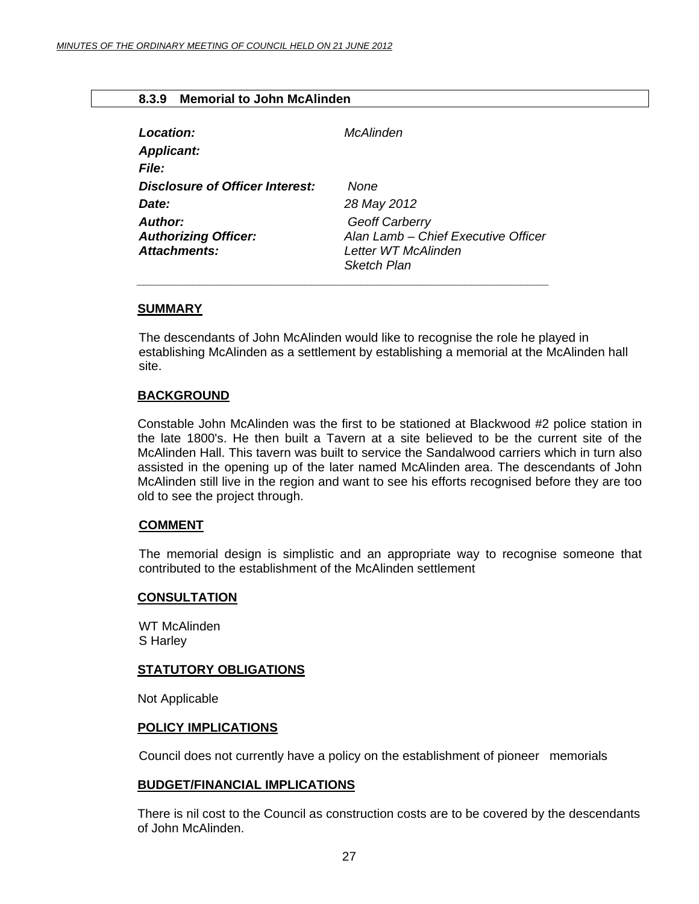### 8.3.9 Memorial to John McAlinden

| | |
|---|---|
| ***Location:*** | *McAlinden* |
| ***Applicant:*** | |
| ***File:*** | |
| ***Disclosure of Officer Interest:*** | *None* |
| ***Date:*** | *28 May 2012* |
| ***Author:*** | *Geoff Carberry* |
| ***Authorizing Officer:*** | *Alan Lamb – Chief Executive Officer* |
| ***Attachments:*** | *Letter WT McAlinden*<br>*Sketch Plan* |

---

**SUMMARY**

The descendants of John McAlinden would like to recognise the role he played in establishing McAlinden as a settlement by establishing a memorial at the McAlinden hall site.

**BACKGROUND**

Constable John McAlinden was the first to be stationed at Blackwood #2 police station in the late 1800's. He then built a Tavern at a site believed to be the current site of the McAlinden Hall. This tavern was built to service the Sandalwood carriers which in turn also assisted in the opening up of the later named McAlinden area. The descendants of John McAlinden still live in the region and want to see his efforts recognised before they are too old to see the project through.

**COMMENT**

The memorial design is simplistic and an appropriate way to recognise someone that contributed to the establishment of the McAlinden settlement

**CONSULTATION**

WT McAlinden
S Harley

**STATUTORY OBLIGATIONS**

Not Applicable

**POLICY IMPLICATIONS**

Council does not currently have a policy on the establishment of pioneer memorials

**BUDGET/FINANCIAL IMPLICATIONS**

There is nil cost to the Council as construction costs are to be covered by the descendants of John McAlinden.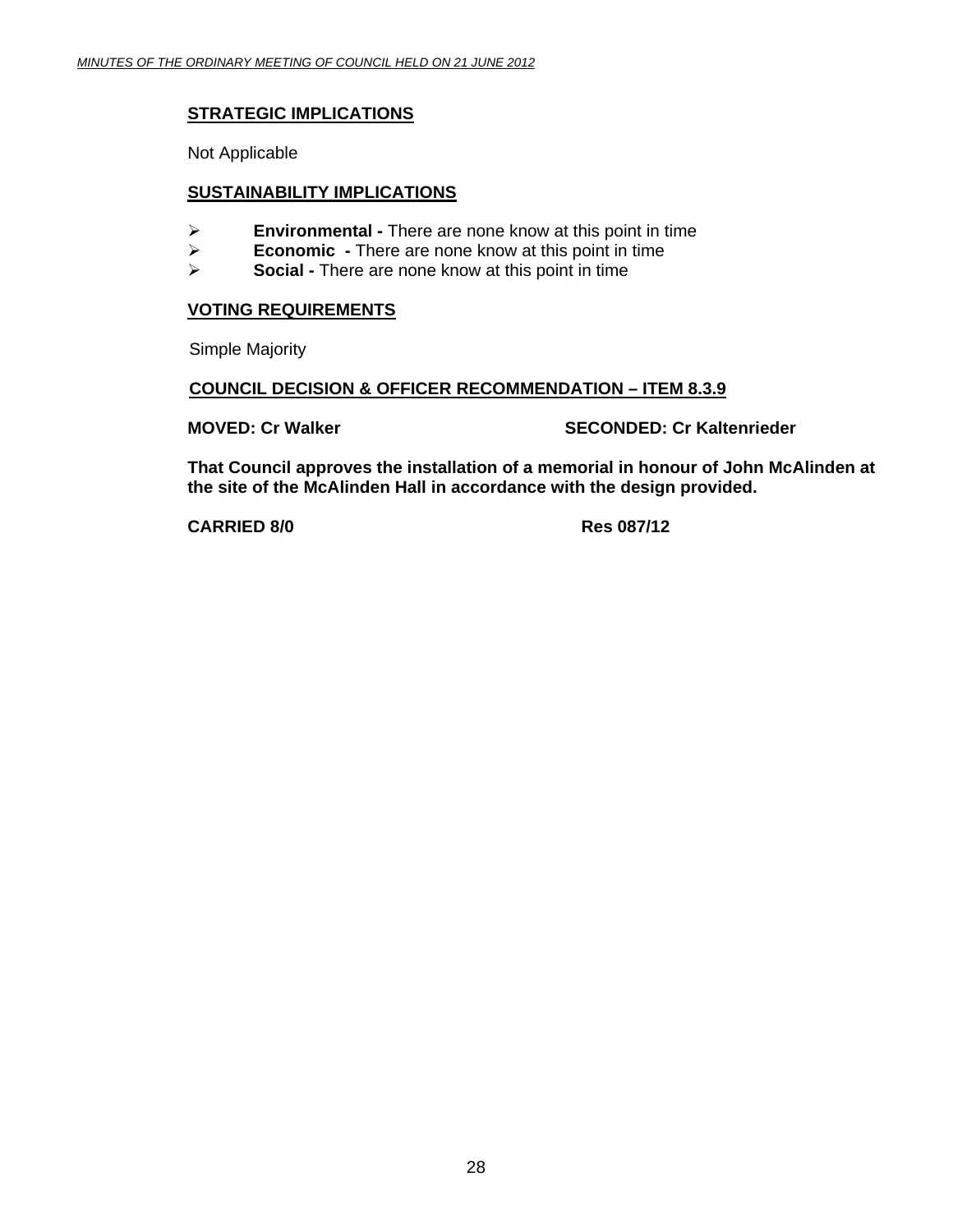## STRATEGIC IMPLICATIONS

Not Applicable

## SUSTAINABILITY IMPLICATIONS

- **Environmental -** There are none know at this point in time
- **Economic -** There are none know at this point in time
- **Social -** There are none know at this point in time

## VOTING REQUIREMENTS

Simple Majority

## COUNCIL DECISION & OFFICER RECOMMENDATION – ITEM 8.3.9

**MOVED: Cr Walker** **SECONDED: Cr Kaltenrieder**

**That Council approves the installation of a memorial in honour of John McAlinden at the site of the McAlinden Hall in accordance with the design provided.**

**CARRIED 8/0** **Res 087/12**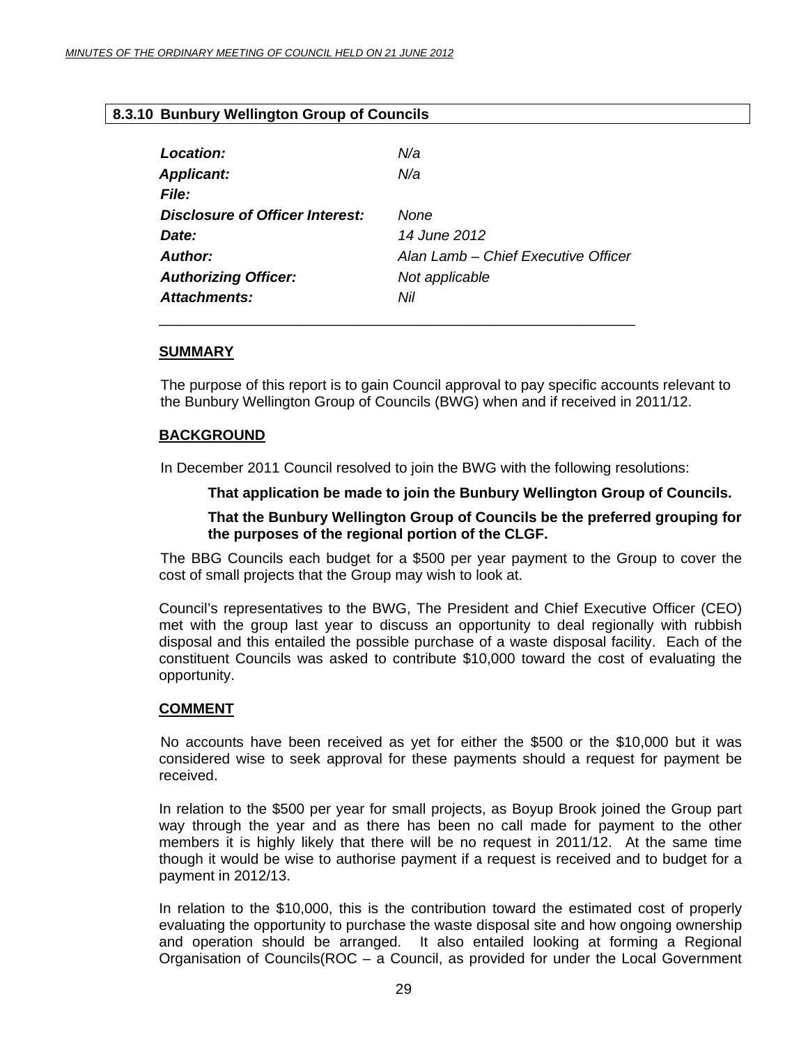## 8.3.10 Bunbury Wellington Group of Councils

| | |
|---|---|
| ***Location:*** | *N/a* |
| ***Applicant:*** | *N/a* |
| ***File:*** | |
| ***Disclosure of Officer Interest:*** | *None* |
| ***Date:*** | *14 June 2012* |
| ***Author:*** | *Alan Lamb – Chief Executive Officer* |
| ***Authorizing Officer:*** | *Not applicable* |
| ***Attachments:*** | *Nil* |

---

### SUMMARY

The purpose of this report is to gain Council approval to pay specific accounts relevant to the Bunbury Wellington Group of Councils (BWG) when and if received in 2011/12.

### BACKGROUND

In December 2011 Council resolved to join the BWG with the following resolutions:

**That application be made to join the Bunbury Wellington Group of Councils.**

**That the Bunbury Wellington Group of Councils be the preferred grouping for the purposes of the regional portion of the CLGF.**

The BBG Councils each budget for a $500 per year payment to the Group to cover the cost of small projects that the Group may wish to look at.

Council's representatives to the BWG, The President and Chief Executive Officer (CEO) met with the group last year to discuss an opportunity to deal regionally with rubbish disposal and this entailed the possible purchase of a waste disposal facility. Each of the constituent Councils was asked to contribute $10,000 toward the cost of evaluating the opportunity.

### COMMENT

No accounts have been received as yet for either the $500 or the $10,000 but it was considered wise to seek approval for these payments should a request for payment be received.

In relation to the $500 per year for small projects, as Boyup Brook joined the Group part way through the year and as there has been no call made for payment to the other members it is highly likely that there will be no request in 2011/12. At the same time though it would be wise to authorise payment if a request is received and to budget for a payment in 2012/13.

In relation to the $10,000, this is the contribution toward the estimated cost of properly evaluating the opportunity to purchase the waste disposal site and how ongoing ownership and operation should be arranged. It also entailed looking at forming a Regional Organisation of Councils(ROC – a Council, as provided for under the Local Government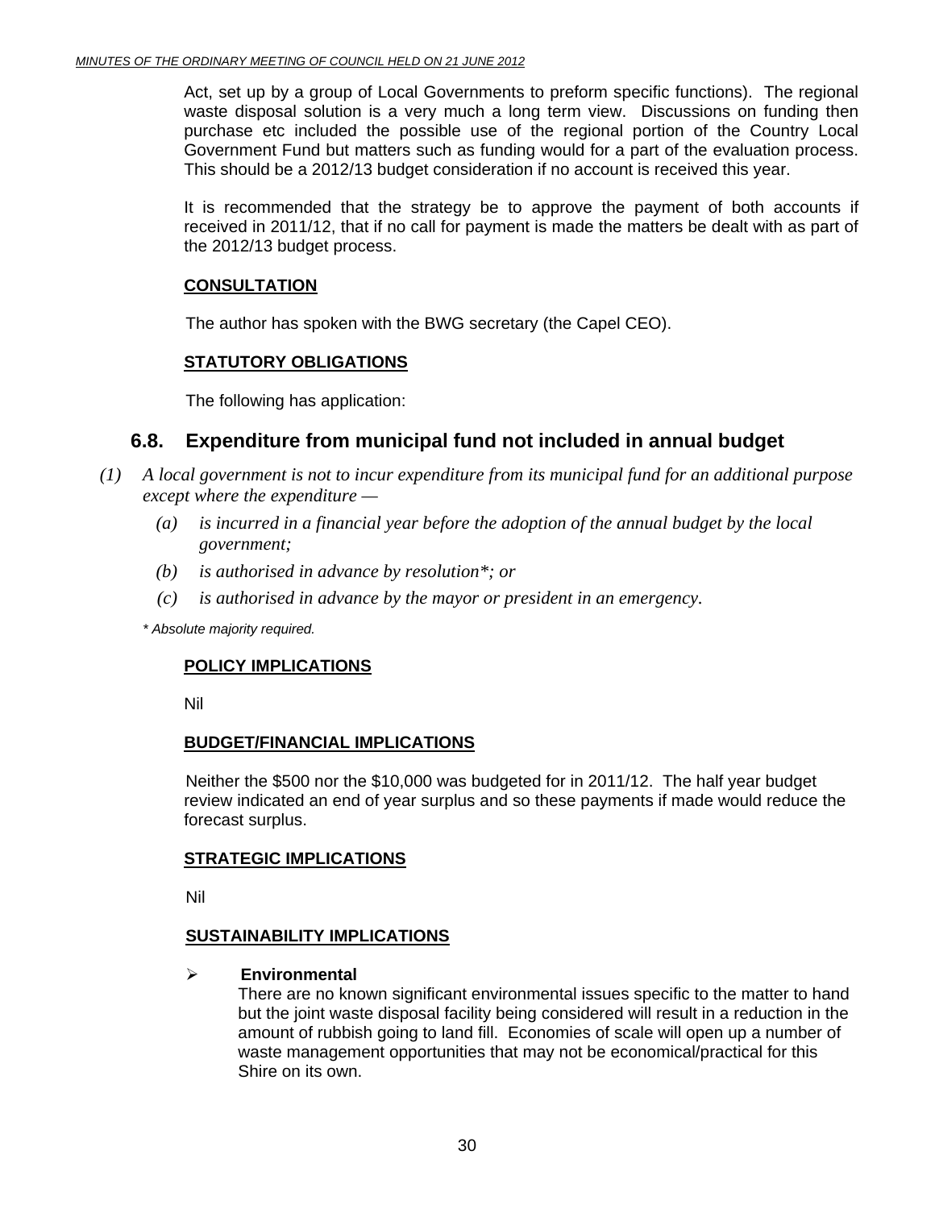Act, set up by a group of Local Governments to preform specific functions). The regional waste disposal solution is a very much a long term view. Discussions on funding then purchase etc included the possible use of the regional portion of the Country Local Government Fund but matters such as funding would for a part of the evaluation process. This should be a 2012/13 budget consideration if no account is received this year.

It is recommended that the strategy be to approve the payment of both accounts if received in 2011/12, that if no call for payment is made the matters be dealt with as part of the 2012/13 budget process.

**CONSULTATION**

The author has spoken with the BWG secretary (the Capel CEO).

**STATUTORY OBLIGATIONS**

The following has application:

## 6.8. Expenditure from municipal fund not included in annual budget

*(1) A local government is not to incur expenditure from its municipal fund for an additional purpose except where the expenditure —*

*(a) is incurred in a financial year before the adoption of the annual budget by the local government;*

*(b) is authorised in advance by resolution*; or*

*(c) is authorised in advance by the mayor or president in an emergency.*

*\* Absolute majority required.*

**POLICY IMPLICATIONS**

Nil

**BUDGET/FINANCIAL IMPLICATIONS**

Neither the $500 nor the $10,000 was budgeted for in 2011/12. The half year budget review indicated an end of year surplus and so these payments if made would reduce the forecast surplus.

**STRATEGIC IMPLICATIONS**

Nil

**SUSTAINABILITY IMPLICATIONS**

- **Environmental**
  There are no known significant environmental issues specific to the matter to hand but the joint waste disposal facility being considered will result in a reduction in the amount of rubbish going to land fill. Economies of scale will open up a number of waste management opportunities that may not be economical/practical for this Shire on its own.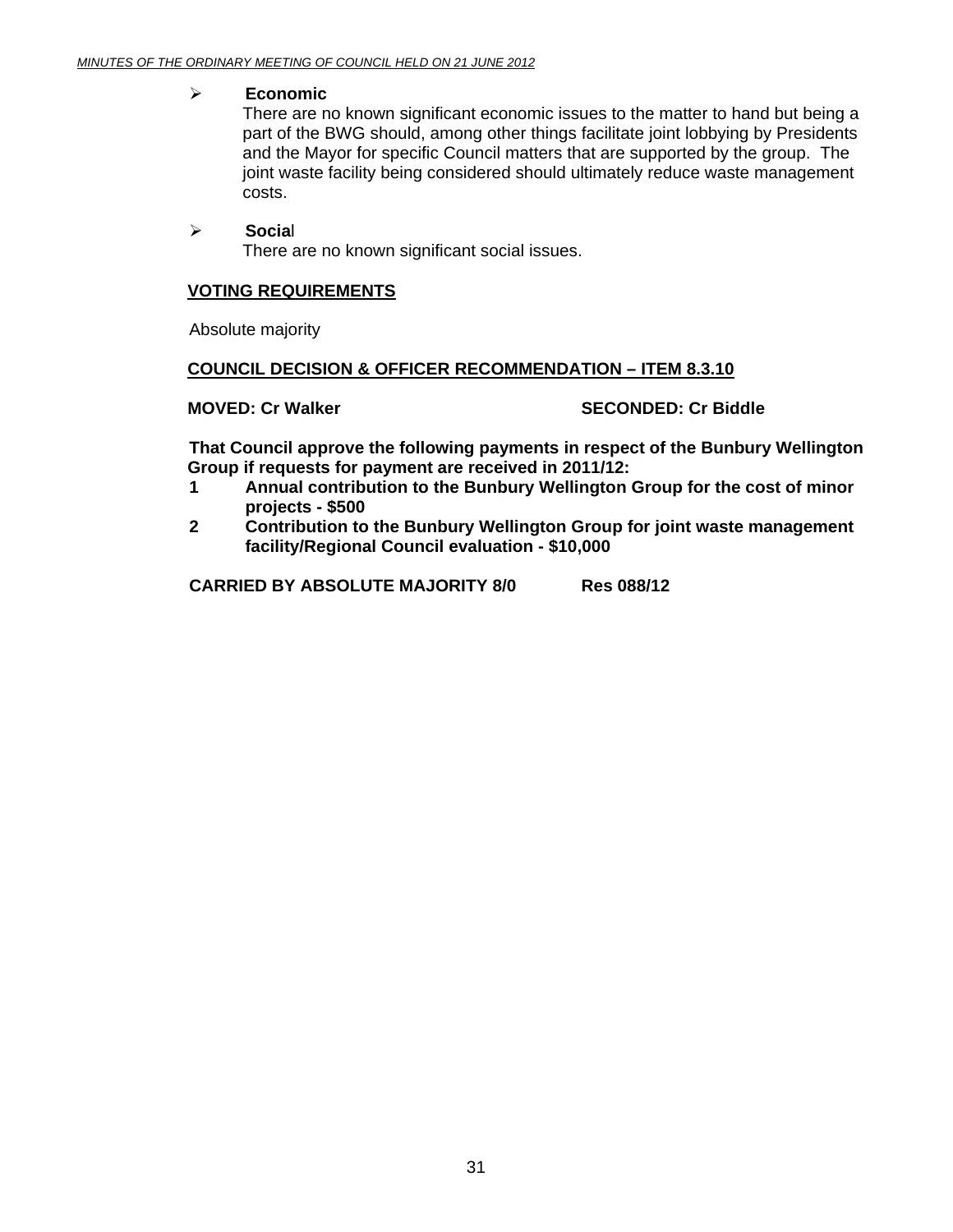- **Economic**

  There are no known significant economic issues to the matter to hand but being a part of the BWG should, among other things facilitate joint lobbying by Presidents and the Mayor for specific Council matters that are supported by the group. The joint waste facility being considered should ultimately reduce waste management costs.

- **Social**

  There are no known significant social issues.

**VOTING REQUIREMENTS**

Absolute majority

**COUNCIL DECISION & OFFICER RECOMMENDATION – ITEM 8.3.10**

**MOVED: Cr Walker** **SECONDED: Cr Biddle**

**That Council approve the following payments in respect of the Bunbury Wellington Group if requests for payment are received in 2011/12:**

**1 Annual contribution to the Bunbury Wellington Group for the cost of minor projects - $500**

**2 Contribution to the Bunbury Wellington Group for joint waste management facility/Regional Council evaluation - $10,000**

**CARRIED BY ABSOLUTE MAJORITY 8/0** **Res 088/12**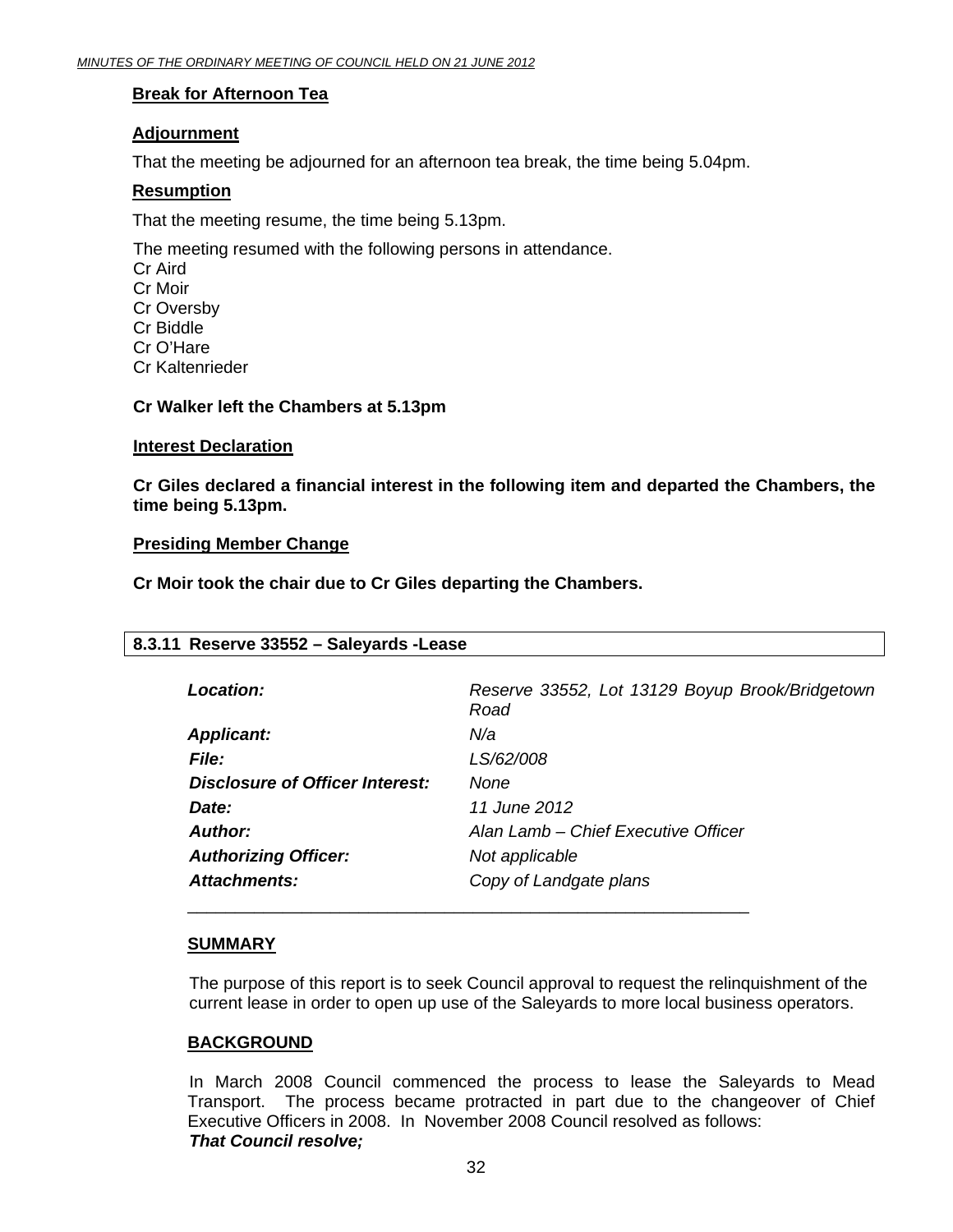**Break for Afternoon Tea**

**Adjournment**

That the meeting be adjourned for an afternoon tea break, the time being 5.04pm.

**Resumption**

That the meeting resume, the time being 5.13pm.

The meeting resumed with the following persons in attendance.
Cr Aird
Cr Moir
Cr Oversby
Cr Biddle
Cr O'Hare
Cr Kaltenrieder

**Cr Walker left the Chambers at 5.13pm**

**Interest Declaration**

**Cr Giles declared a financial interest in the following item and departed the Chambers, the time being 5.13pm.**

**Presiding Member Change**

**Cr Moir took the chair due to Cr Giles departing the Chambers.**

## 8.3.11 Reserve 33552 – Saleyards -Lease

| | |
|---|---|
| ***Location:*** | *Reserve 33552, Lot 13129 Boyup Brook/Bridgetown Road* |
| ***Applicant:*** | *N/a* |
| ***File:*** | *LS/62/008* |
| ***Disclosure of Officer Interest:*** | *None* |
| ***Date:*** | *11 June 2012* |
| ***Author:*** | *Alan Lamb – Chief Executive Officer* |
| ***Authorizing Officer:*** | *Not applicable* |
| ***Attachments:*** | *Copy of Landgate plans* |

---

**SUMMARY**

The purpose of this report is to seek Council approval to request the relinquishment of the current lease in order to open up use of the Saleyards to more local business operators.

**BACKGROUND**

In March 2008 Council commenced the process to lease the Saleyards to Mead Transport. The process became protracted in part due to the changeover of Chief Executive Officers in 2008. In November 2008 Council resolved as follows:
***That Council resolve;***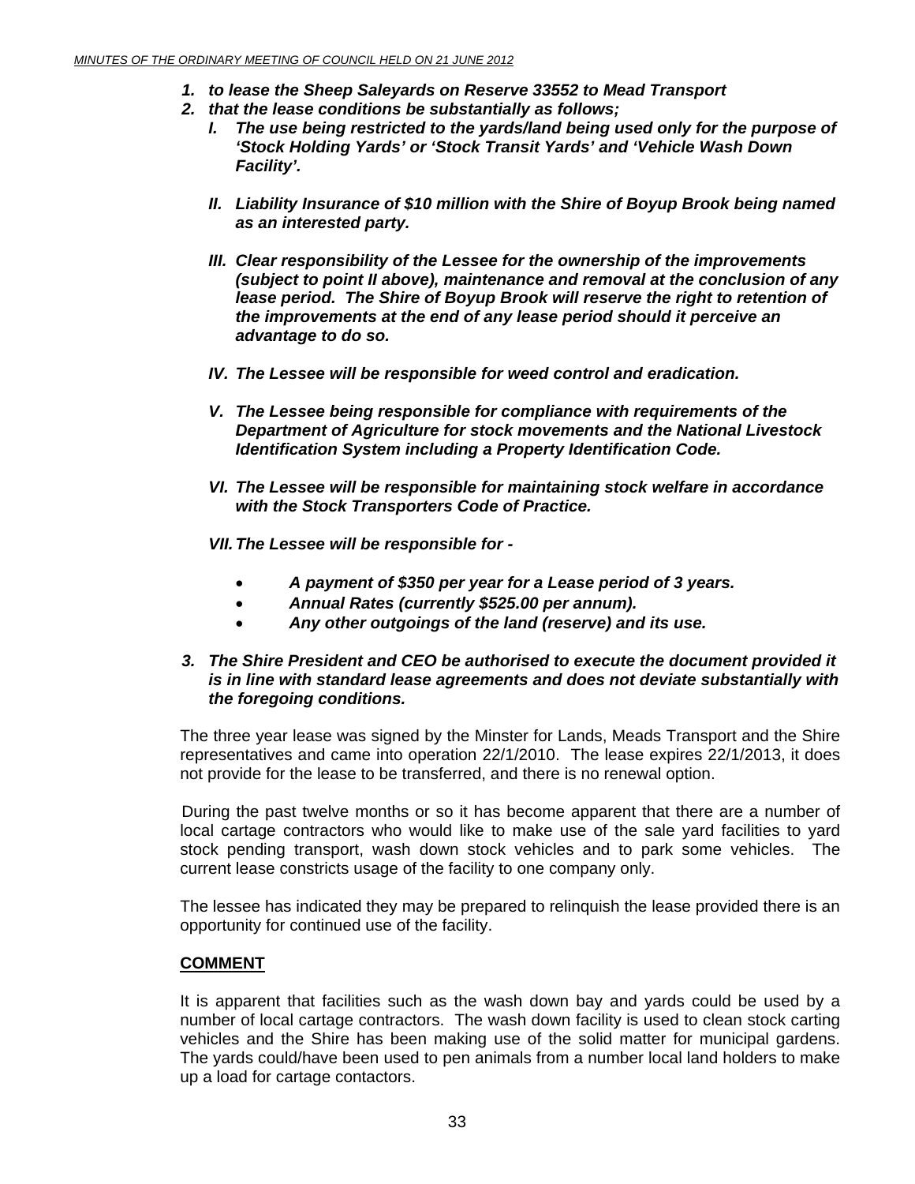***1. to lease the Sheep Saleyards on Reserve 33552 to Mead Transport***

***2. that the lease conditions be substantially as follows;***

   ***I. The use being restricted to the yards/land being used only for the purpose of 'Stock Holding Yards' or 'Stock Transit Yards' and 'Vehicle Wash Down Facility'.***

   ***II. Liability Insurance of $10 million with the Shire of Boyup Brook being named as an interested party.***

   ***III. Clear responsibility of the Lessee for the ownership of the improvements (subject to point II above), maintenance and removal at the conclusion of any lease period. The Shire of Boyup Brook will reserve the right to retention of the improvements at the end of any lease period should it perceive an advantage to do so.***

   ***IV. The Lessee will be responsible for weed control and eradication.***

   ***V. The Lessee being responsible for compliance with requirements of the Department of Agriculture for stock movements and the National Livestock Identification System including a Property Identification Code.***

   ***VI. The Lessee will be responsible for maintaining stock welfare in accordance with the Stock Transporters Code of Practice.***

   ***VII. The Lessee will be responsible for -***

   - ***A payment of $350 per year for a Lease period of 3 years.***
   - ***Annual Rates (currently $525.00 per annum).***
   - ***Any other outgoings of the land (reserve) and its use.***

***3. The Shire President and CEO be authorised to execute the document provided it is in line with standard lease agreements and does not deviate substantially with the foregoing conditions.***

The three year lease was signed by the Minster for Lands, Meads Transport and the Shire representatives and came into operation 22/1/2010. The lease expires 22/1/2013, it does not provide for the lease to be transferred, and there is no renewal option.

During the past twelve months or so it has become apparent that there are a number of local cartage contractors who would like to make use of the sale yard facilities to yard stock pending transport, wash down stock vehicles and to park some vehicles. The current lease constricts usage of the facility to one company only.

The lessee has indicated they may be prepared to relinquish the lease provided there is an opportunity for continued use of the facility.

**COMMENT**

It is apparent that facilities such as the wash down bay and yards could be used by a number of local cartage contractors. The wash down facility is used to clean stock carting vehicles and the Shire has been making use of the solid matter for municipal gardens. The yards could/have been used to pen animals from a number local land holders to make up a load for cartage contactors.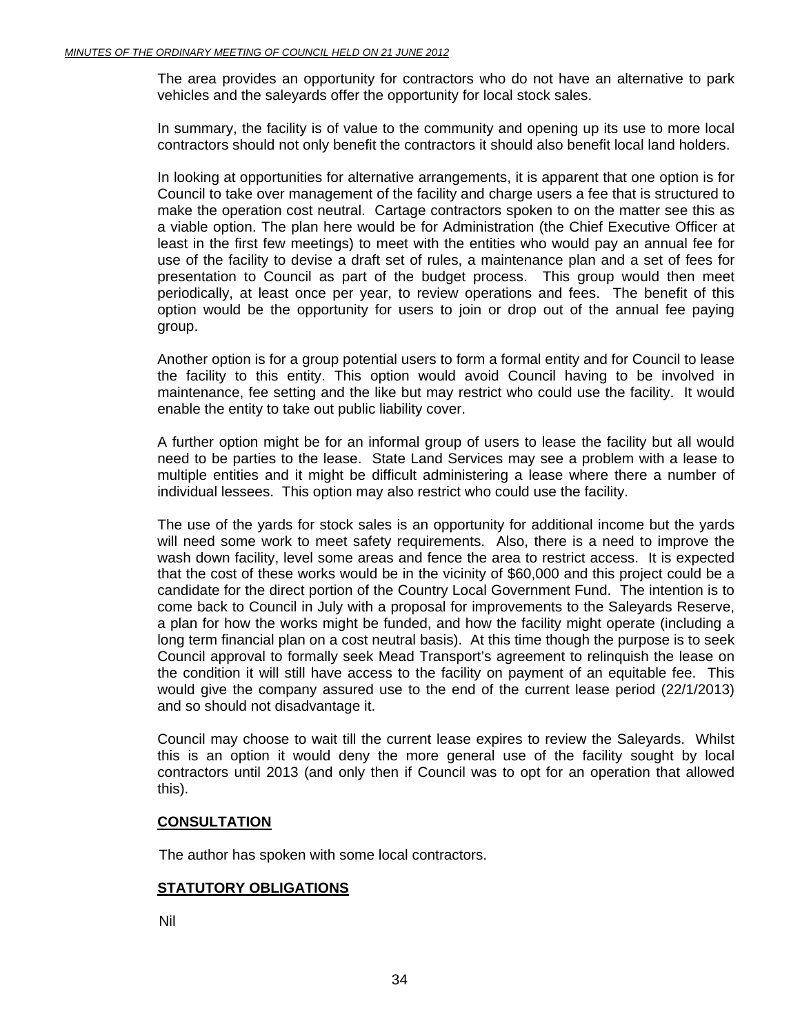The area provides an opportunity for contractors who do not have an alternative to park vehicles and the saleyards offer the opportunity for local stock sales.

In summary, the facility is of value to the community and opening up its use to more local contractors should not only benefit the contractors it should also benefit local land holders.

In looking at opportunities for alternative arrangements, it is apparent that one option is for Council to take over management of the facility and charge users a fee that is structured to make the operation cost neutral. Cartage contractors spoken to on the matter see this as a viable option. The plan here would be for Administration (the Chief Executive Officer at least in the first few meetings) to meet with the entities who would pay an annual fee for use of the facility to devise a draft set of rules, a maintenance plan and a set of fees for presentation to Council as part of the budget process. This group would then meet periodically, at least once per year, to review operations and fees. The benefit of this option would be the opportunity for users to join or drop out of the annual fee paying group.

Another option is for a group potential users to form a formal entity and for Council to lease the facility to this entity. This option would avoid Council having to be involved in maintenance, fee setting and the like but may restrict who could use the facility. It would enable the entity to take out public liability cover.

A further option might be for an informal group of users to lease the facility but all would need to be parties to the lease. State Land Services may see a problem with a lease to multiple entities and it might be difficult administering a lease where there a number of individual lessees. This option may also restrict who could use the facility.

The use of the yards for stock sales is an opportunity for additional income but the yards will need some work to meet safety requirements. Also, there is a need to improve the wash down facility, level some areas and fence the area to restrict access. It is expected that the cost of these works would be in the vicinity of $60,000 and this project could be a candidate for the direct portion of the Country Local Government Fund. The intention is to come back to Council in July with a proposal for improvements to the Saleyards Reserve, a plan for how the works might be funded, and how the facility might operate (including a long term financial plan on a cost neutral basis). At this time though the purpose is to seek Council approval to formally seek Mead Transport's agreement to relinquish the lease on the condition it will still have access to the facility on payment of an equitable fee. This would give the company assured use to the end of the current lease period (22/1/2013) and so should not disadvantage it.

Council may choose to wait till the current lease expires to review the Saleyards. Whilst this is an option it would deny the more general use of the facility sought by local contractors until 2013 (and only then if Council was to opt for an operation that allowed this).

**CONSULTATION**

The author has spoken with some local contractors.

**STATUTORY OBLIGATIONS**

Nil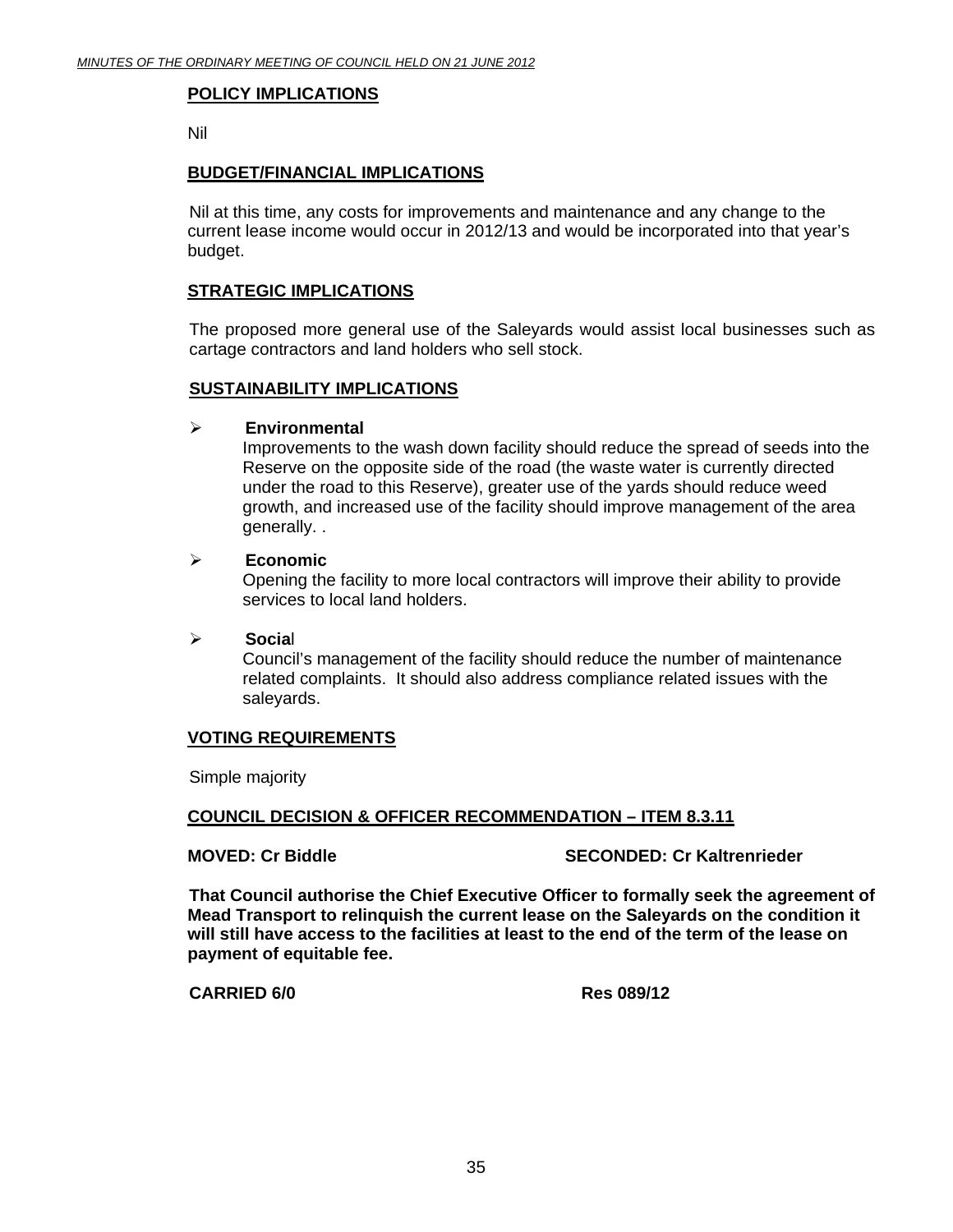## POLICY IMPLICATIONS

Nil

## BUDGET/FINANCIAL IMPLICATIONS

Nil at this time, any costs for improvements and maintenance and any change to the current lease income would occur in 2012/13 and would be incorporated into that year's budget.

## STRATEGIC IMPLICATIONS

The proposed more general use of the Saleyards would assist local businesses such as cartage contractors and land holders who sell stock.

## SUSTAINABILITY IMPLICATIONS

- **Environmental**
  Improvements to the wash down facility should reduce the spread of seeds into the Reserve on the opposite side of the road (the waste water is currently directed under the road to this Reserve), greater use of the yards should reduce weed growth, and increased use of the facility should improve management of the area generally. .

- **Economic**
  Opening the facility to more local contractors will improve their ability to provide services to local land holders.

- **Social**
  Council's management of the facility should reduce the number of maintenance related complaints. It should also address compliance related issues with the saleyards.

## VOTING REQUIREMENTS

Simple majority

## COUNCIL DECISION & OFFICER RECOMMENDATION – ITEM 8.3.11

**MOVED: Cr Biddle** **SECONDED: Cr Kaltrenrieder**

**That Council authorise the Chief Executive Officer to formally seek the agreement of Mead Transport to relinquish the current lease on the Saleyards on the condition it will still have access to the facilities at least to the end of the term of the lease on payment of equitable fee.**

**CARRIED 6/0** **Res 089/12**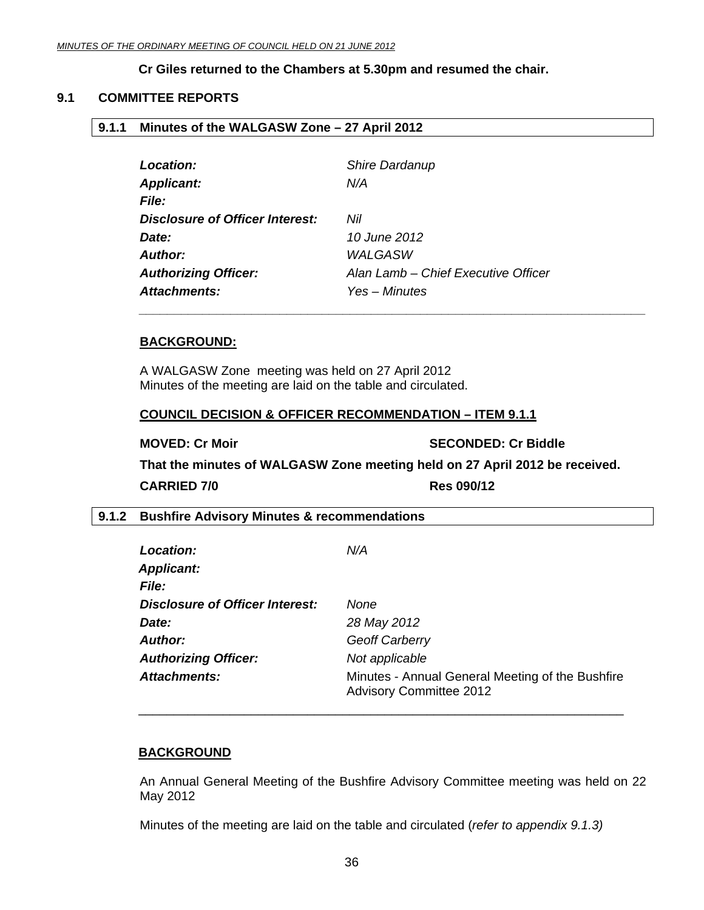**Cr Giles returned to the Chambers at 5.30pm and resumed the chair.**

## 9.1 COMMITTEE REPORTS

### 9.1.1 Minutes of the WALGASW Zone – 27 April 2012

| | |
|---|---|
| ***Location:*** | *Shire Dardanup* |
| ***Applicant:*** | *N/A* |
| ***File:*** | |
| ***Disclosure of Officer Interest:*** | *Nil* |
| ***Date:*** | *10 June 2012* |
| ***Author:*** | *WALGASW* |
| ***Authorizing Officer:*** | *Alan Lamb – Chief Executive Officer* |
| ***Attachments:*** | *Yes – Minutes* |

**BACKGROUND:**

A WALGASW Zone meeting was held on 27 April 2012
Minutes of the meeting are laid on the table and circulated.

**COUNCIL DECISION & OFFICER RECOMMENDATION – ITEM 9.1.1**

**MOVED: Cr Moir** **SECONDED: Cr Biddle**

**That the minutes of WALGASW Zone meeting held on 27 April 2012 be received.**

**CARRIED 7/0** **Res 090/12**

### 9.1.2 Bushfire Advisory Minutes & recommendations

| | |
|---|---|
| ***Location:*** | *N/A* |
| ***Applicant:*** | |
| ***File:*** | |
| ***Disclosure of Officer Interest:*** | *None* |
| ***Date:*** | *28 May 2012* |
| ***Author:*** | *Geoff Carberry* |
| ***Authorizing Officer:*** | *Not applicable* |
| ***Attachments:*** | Minutes - Annual General Meeting of the Bushfire Advisory Committee 2012 |

**BACKGROUND**

An Annual General Meeting of the Bushfire Advisory Committee meeting was held on 22 May 2012

Minutes of the meeting are laid on the table and circulated (*refer to appendix 9.1.3)*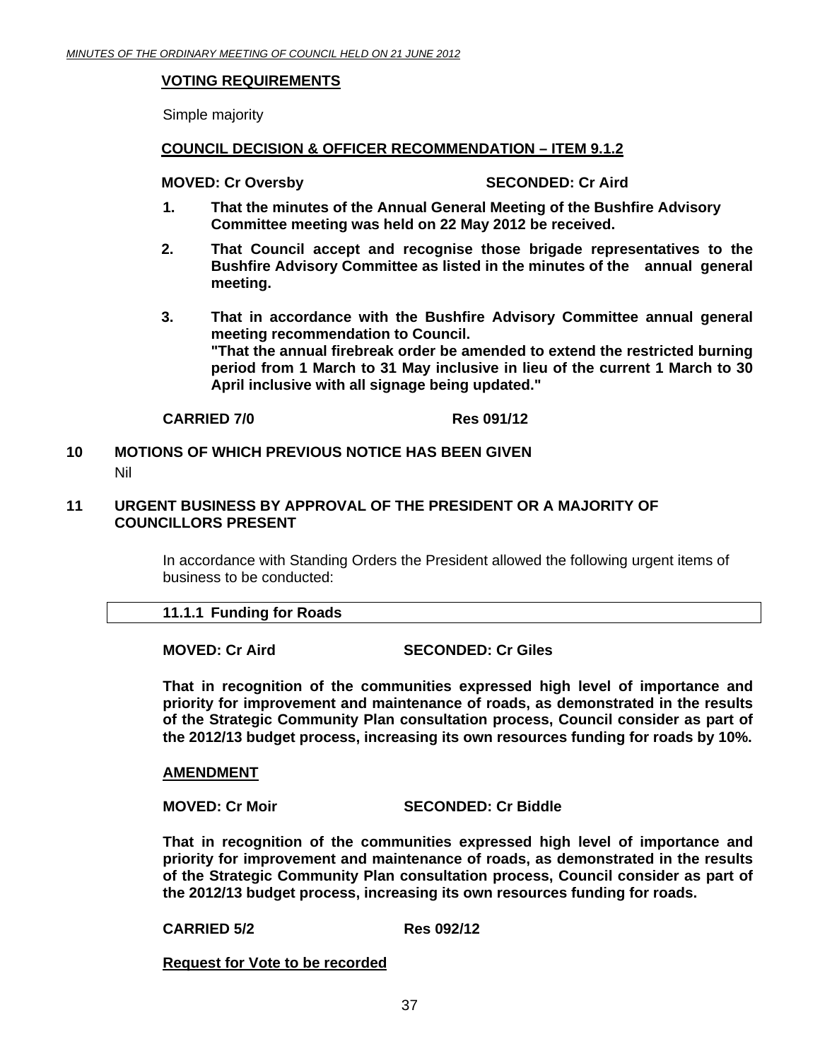#### VOTING REQUIREMENTS

Simple majority

#### COUNCIL DECISION & OFFICER RECOMMENDATION – ITEM 9.1.2

**MOVED: Cr Oversby** **SECONDED: Cr Aird**

1. **That the minutes of the Annual General Meeting of the Bushfire Advisory Committee meeting was held on 22 May 2012 be received.**
2. **That Council accept and recognise those brigade representatives to the Bushfire Advisory Committee as listed in the minutes of the annual general meeting.**
3. **That in accordance with the Bushfire Advisory Committee annual general meeting recommendation to Council.**
   **"That the annual firebreak order be amended to extend the restricted burning period from 1 March to 31 May inclusive in lieu of the current 1 March to 30 April inclusive with all signage being updated."**

**CARRIED 7/0** **Res 091/12**

## 10 MOTIONS OF WHICH PREVIOUS NOTICE HAS BEEN GIVEN

Nil

## 11 URGENT BUSINESS BY APPROVAL OF THE PRESIDENT OR A MAJORITY OF COUNCILLORS PRESENT

In accordance with Standing Orders the President allowed the following urgent items of business to be conducted:

### 11.1.1 Funding for Roads

**MOVED: Cr Aird** **SECONDED: Cr Giles**

**That in recognition of the communities expressed high level of importance and priority for improvement and maintenance of roads, as demonstrated in the results of the Strategic Community Plan consultation process, Council consider as part of the 2012/13 budget process, increasing its own resources funding for roads by 10%.**

#### AMENDMENT

**MOVED: Cr Moir** **SECONDED: Cr Biddle**

**That in recognition of the communities expressed high level of importance and priority for improvement and maintenance of roads, as demonstrated in the results of the Strategic Community Plan consultation process, Council consider as part of the 2012/13 budget process, increasing its own resources funding for roads.**

**CARRIED 5/2** **Res 092/12**

**Request for Vote to be recorded**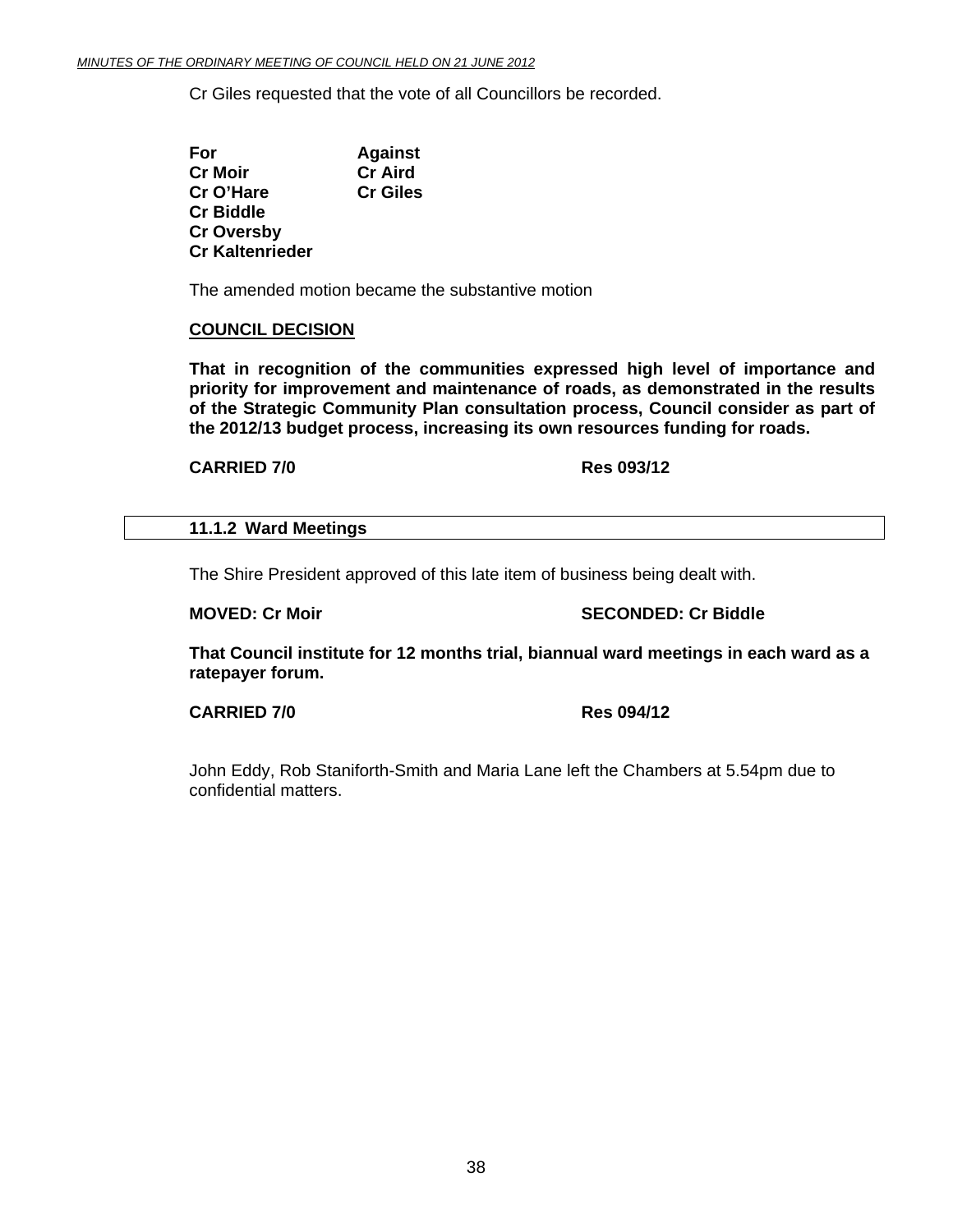Cr Giles requested that the vote of all Councillors be recorded.

| For | Against |
|---|---|
| **Cr Moir** | **Cr Aird** |
| **Cr O'Hare** | **Cr Giles** |
| **Cr Biddle** | |
| **Cr Oversby** | |
| **Cr Kaltenrieder** | |

The amended motion became the substantive motion

**COUNCIL DECISION**

**That in recognition of the communities expressed high level of importance and priority for improvement and maintenance of roads, as demonstrated in the results of the Strategic Community Plan consultation process, Council consider as part of the 2012/13 budget process, increasing its own resources funding for roads.**

**CARRIED 7/0** **Res 093/12**

### 11.1.2 Ward Meetings

The Shire President approved of this late item of business being dealt with.

**MOVED: Cr Moir** **SECONDED: Cr Biddle**

**That Council institute for 12 months trial, biannual ward meetings in each ward as a ratepayer forum.**

**CARRIED 7/0** **Res 094/12**

John Eddy, Rob Staniforth-Smith and Maria Lane left the Chambers at 5.54pm due to confidential matters.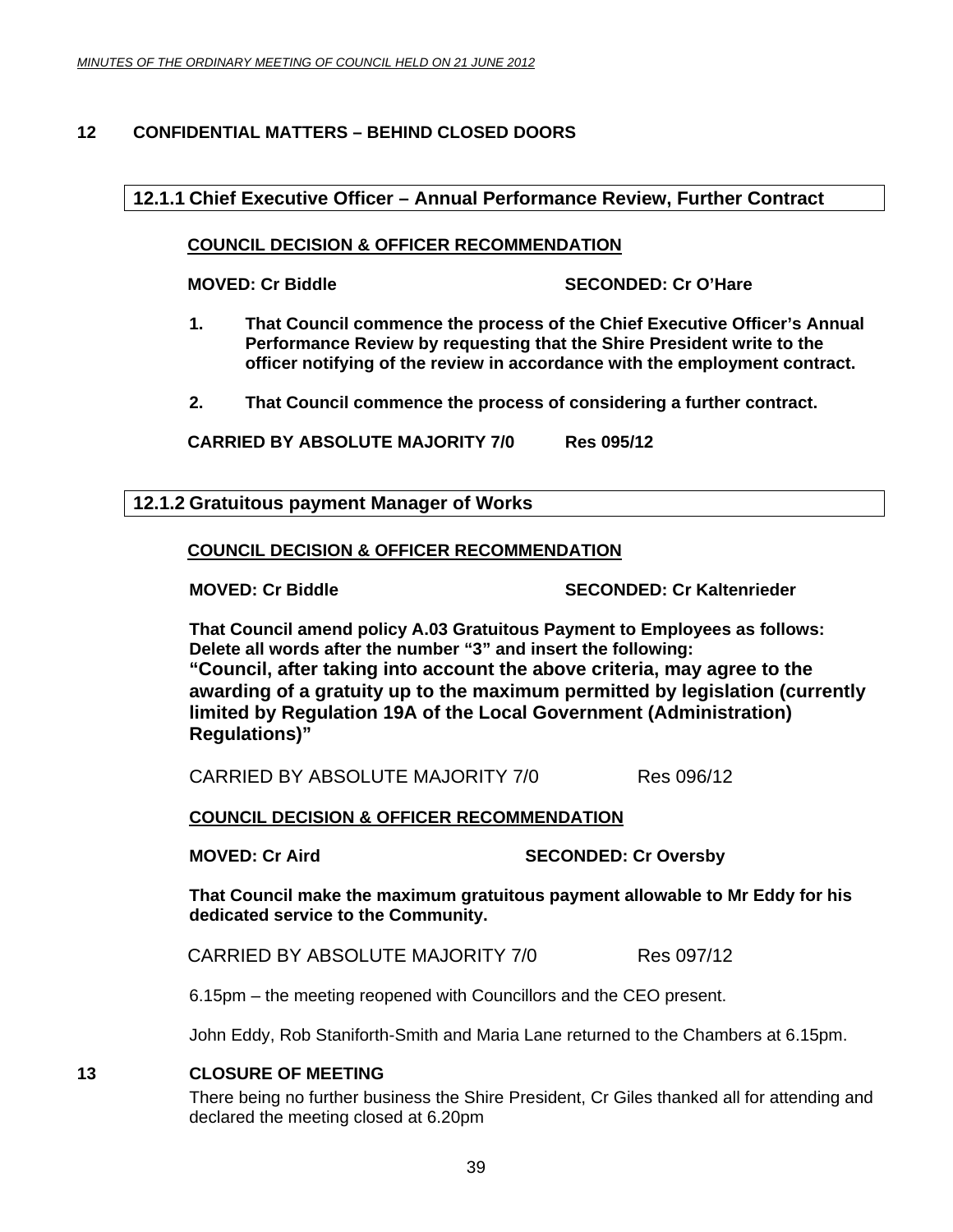## 12 CONFIDENTIAL MATTERS – BEHIND CLOSED DOORS

### 12.1.1 Chief Executive Officer – Annual Performance Review, Further Contract

**COUNCIL DECISION & OFFICER RECOMMENDATION**

**MOVED: Cr Biddle** **SECONDED: Cr O'Hare**

1. **That Council commence the process of the Chief Executive Officer's Annual Performance Review by requesting that the Shire President write to the officer notifying of the review in accordance with the employment contract.**

2. **That Council commence the process of considering a further contract.**

**CARRIED BY ABSOLUTE MAJORITY 7/0 Res 095/12**

### 12.1.2 Gratuitous payment Manager of Works

**COUNCIL DECISION & OFFICER RECOMMENDATION**

**MOVED: Cr Biddle** **SECONDED: Cr Kaltenrieder**

**That Council amend policy A.03 Gratuitous Payment to Employees as follows: Delete all words after the number "3" and insert the following:**
**"Council, after taking into account the above criteria, may agree to the awarding of a gratuity up to the maximum permitted by legislation (currently limited by Regulation 19A of the Local Government (Administration) Regulations)"**

CARRIED BY ABSOLUTE MAJORITY 7/0 Res 096/12

**COUNCIL DECISION & OFFICER RECOMMENDATION**

**MOVED: Cr Aird** **SECONDED: Cr Oversby**

**That Council make the maximum gratuitous payment allowable to Mr Eddy for his dedicated service to the Community.**

CARRIED BY ABSOLUTE MAJORITY 7/0 Res 097/12

6.15pm – the meeting reopened with Councillors and the CEO present.

John Eddy, Rob Staniforth-Smith and Maria Lane returned to the Chambers at 6.15pm.

## 13 CLOSURE OF MEETING

There being no further business the Shire President, Cr Giles thanked all for attending and declared the meeting closed at 6.20pm